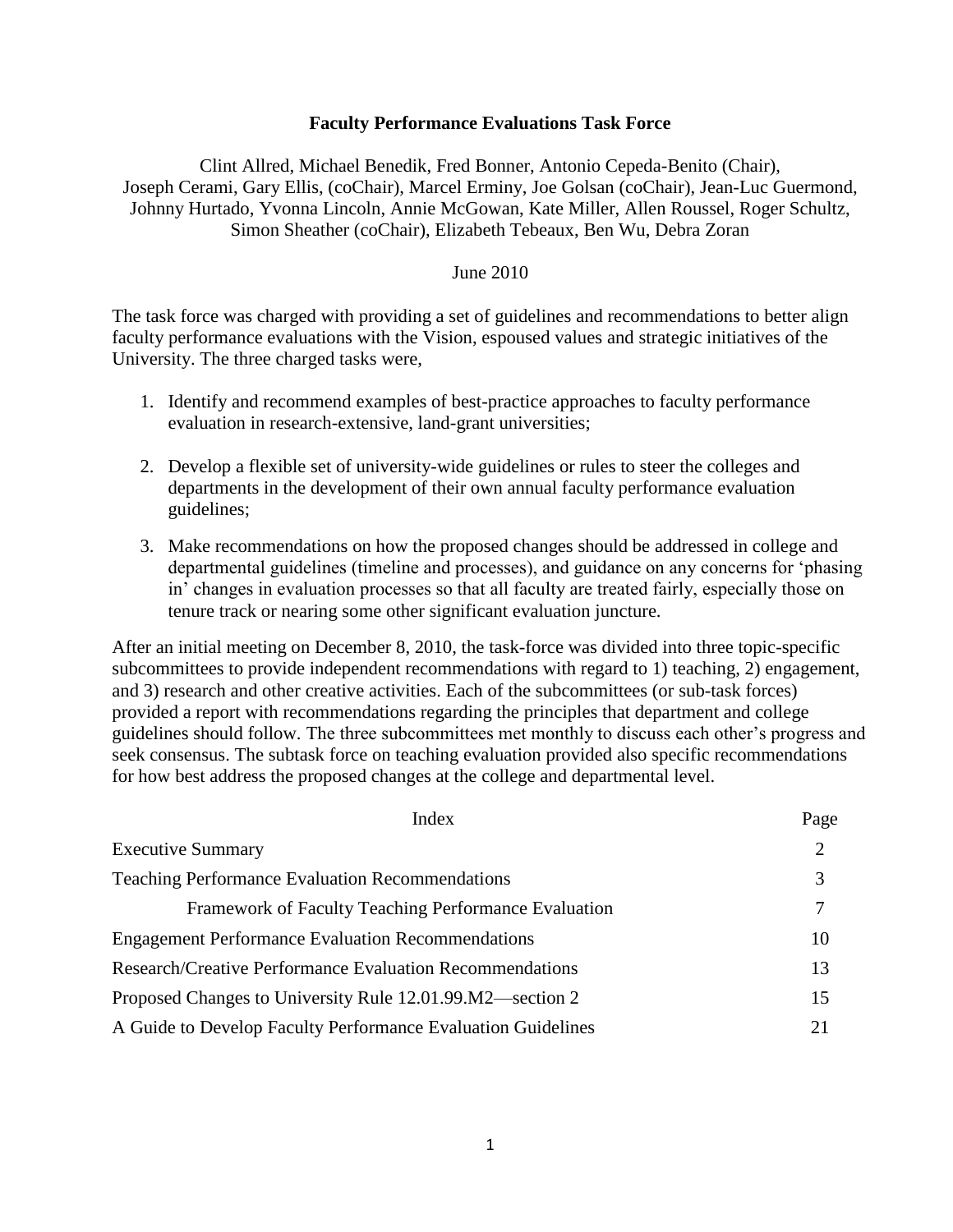# Faculty Performance Evaluations Task Force

Clint Allred, Michael Benedik, Fred Bonner, Antonio Cepeda-Benito (Chair), Joseph Cerami, Gary Ellis, (coChair), Marcel Erminy, Joe Golsan (coChair), Jean-Luc Guermond, Johnny Hurtado, Yvonna Lincoln, Annie McGowan, Kate Miller, Allen Roussel, Roger Schultz, Simon Sheather (coChair), Elizabeth Tebeaux, Ben Wu, Debra Zoran

June 2010

The task force was charged with providing a set of guidelines and recommendations to better align faculty performance evaluations with the Vision, espoused values and strategic initiatives of the University. The three charged tasks were,

1. Identify and recommend examples of best-practice approaches to faculty performance evaluation in research-extensive, land-grant universities;

2. Develop a flexible set of university-wide guidelines or rules to steer the colleges and departments in the development of their own annual faculty performance evaluation guidelines;

3. Make recommendations on how the proposed changes should be addressed in college and departmental guidelines (timeline and processes), and guidance on any concerns for 'phasing in' changes in evaluation processes so that all faculty are treated fairly, especially those on tenure track or nearing some other significant evaluation juncture.

After an initial meeting on December 8, 2010, the task-force was divided into three topic-specific subcommittees to provide independent recommendations with regard to 1) teaching, 2) engagement, and 3) research and other creative activities. Each of the subcommittees (or sub-task forces) provided a report with recommendations regarding the principles that department and college guidelines should follow. The three subcommittees met monthly to discuss each other's progress and seek consensus. The subtask force on teaching evaluation provided also specific recommendations for how best address the proposed changes at the college and departmental level.

| Index | Page |
|---|---|
| Executive Summary | 2 |
| Teaching Performance Evaluation Recommendations | 3 |
| Framework of Faculty Teaching Performance Evaluation | 7 |
| Engagement Performance Evaluation Recommendations | 10 |
| Research/Creative Performance Evaluation Recommendations | 13 |
| Proposed Changes to University Rule 12.01.99.M2—section 2 | 15 |
| A Guide to Develop Faculty Performance Evaluation Guidelines | 21 |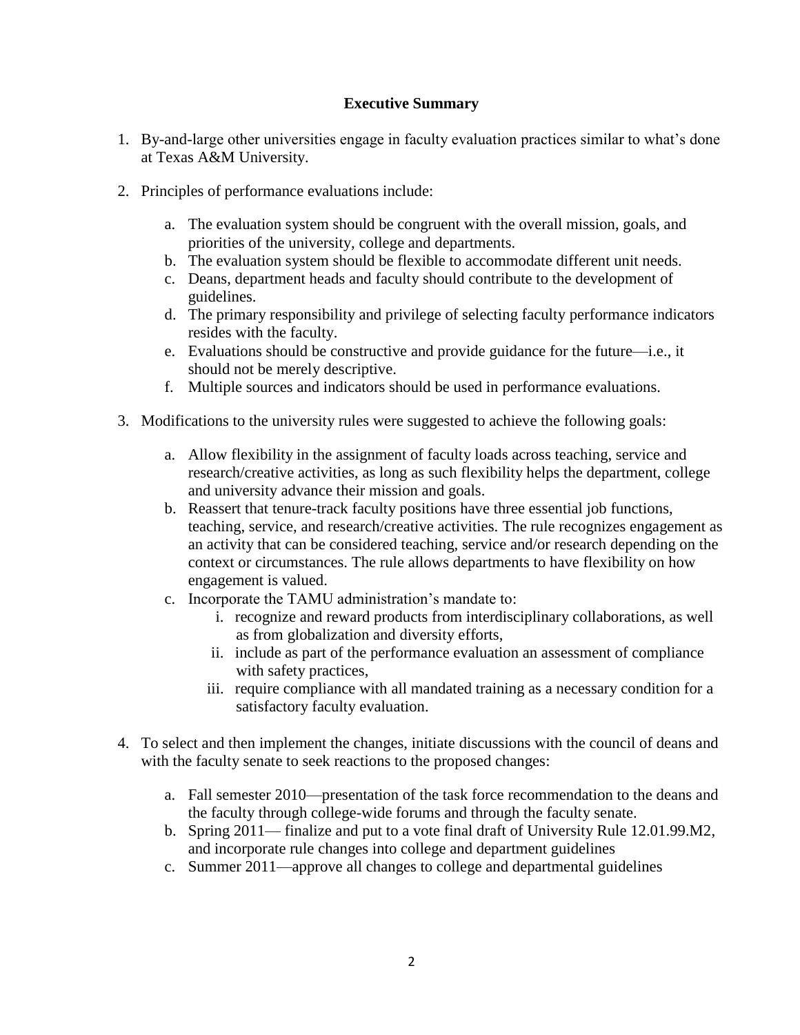## Executive Summary

1. By-and-large other universities engage in faculty evaluation practices similar to what's done at Texas A&M University.

2. Principles of performance evaluations include:

   a. The evaluation system should be congruent with the overall mission, goals, and priorities of the university, college and departments.
   b. The evaluation system should be flexible to accommodate different unit needs.
   c. Deans, department heads and faculty should contribute to the development of guidelines.
   d. The primary responsibility and privilege of selecting faculty performance indicators resides with the faculty.
   e. Evaluations should be constructive and provide guidance for the future—i.e., it should not be merely descriptive.
   f. Multiple sources and indicators should be used in performance evaluations.

3. Modifications to the university rules were suggested to achieve the following goals:

   a. Allow flexibility in the assignment of faculty loads across teaching, service and research/creative activities, as long as such flexibility helps the department, college and university advance their mission and goals.
   b. Reassert that tenure-track faculty positions have three essential job functions, teaching, service, and research/creative activities. The rule recognizes engagement as an activity that can be considered teaching, service and/or research depending on the context or circumstances. The rule allows departments to have flexibility on how engagement is valued.
   c. Incorporate the TAMU administration's mandate to:
      i. recognize and reward products from interdisciplinary collaborations, as well as from globalization and diversity efforts,
      ii. include as part of the performance evaluation an assessment of compliance with safety practices,
      iii. require compliance with all mandated training as a necessary condition for a satisfactory faculty evaluation.

4. To select and then implement the changes, initiate discussions with the council of deans and with the faculty senate to seek reactions to the proposed changes:

   a. Fall semester 2010—presentation of the task force recommendation to the deans and the faculty through college-wide forums and through the faculty senate.
   b. Spring 2011— finalize and put to a vote final draft of University Rule 12.01.99.M2, and incorporate rule changes into college and department guidelines
   c. Summer 2011—approve all changes to college and departmental guidelines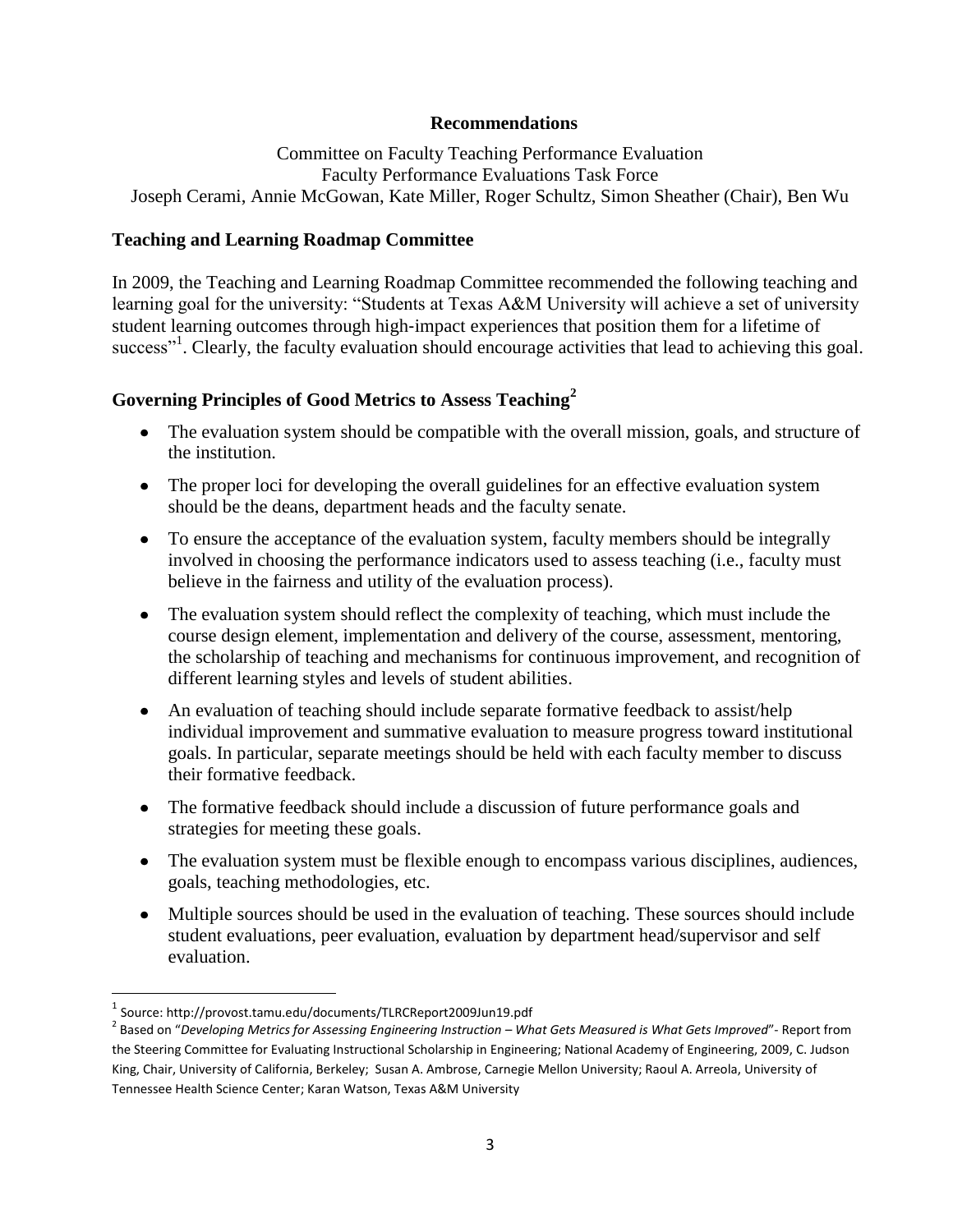## Recommendations

Committee on Faculty Teaching Performance Evaluation
Faculty Performance Evaluations Task Force
Joseph Cerami, Annie McGowan, Kate Miller, Roger Schultz, Simon Sheather (Chair), Ben Wu

### Teaching and Learning Roadmap Committee

In 2009, the Teaching and Learning Roadmap Committee recommended the following teaching and learning goal for the university: "Students at Texas A&M University will achieve a set of university student learning outcomes through high-impact experiences that position them for a lifetime of success"[1]. Clearly, the faculty evaluation should encourage activities that lead to achieving this goal.

### Governing Principles of Good Metrics to Assess Teaching[2]

- The evaluation system should be compatible with the overall mission, goals, and structure of the institution.
- The proper loci for developing the overall guidelines for an effective evaluation system should be the deans, department heads and the faculty senate.
- To ensure the acceptance of the evaluation system, faculty members should be integrally involved in choosing the performance indicators used to assess teaching (i.e., faculty must believe in the fairness and utility of the evaluation process).
- The evaluation system should reflect the complexity of teaching, which must include the course design element, implementation and delivery of the course, assessment, mentoring, the scholarship of teaching and mechanisms for continuous improvement, and recognition of different learning styles and levels of student abilities.
- An evaluation of teaching should include separate formative feedback to assist/help individual improvement and summative evaluation to measure progress toward institutional goals. In particular, separate meetings should be held with each faculty member to discuss their formative feedback.
- The formative feedback should include a discussion of future performance goals and strategies for meeting these goals.
- The evaluation system must be flexible enough to encompass various disciplines, audiences, goals, teaching methodologies, etc.
- Multiple sources should be used in the evaluation of teaching. These sources should include student evaluations, peer evaluation, evaluation by department head/supervisor and self evaluation.

---

[1] Source: http://provost.tamu.edu/documents/TLRCReport2009Jun19.pdf

[2] Based on "*Developing Metrics for Assessing Engineering Instruction – What Gets Measured is What Gets Improved*"- Report from the Steering Committee for Evaluating Instructional Scholarship in Engineering; National Academy of Engineering, 2009, C. Judson King, Chair, University of California, Berkeley; Susan A. Ambrose, Carnegie Mellon University; Raoul A. Arreola, University of Tennessee Health Science Center; Karan Watson, Texas A&M University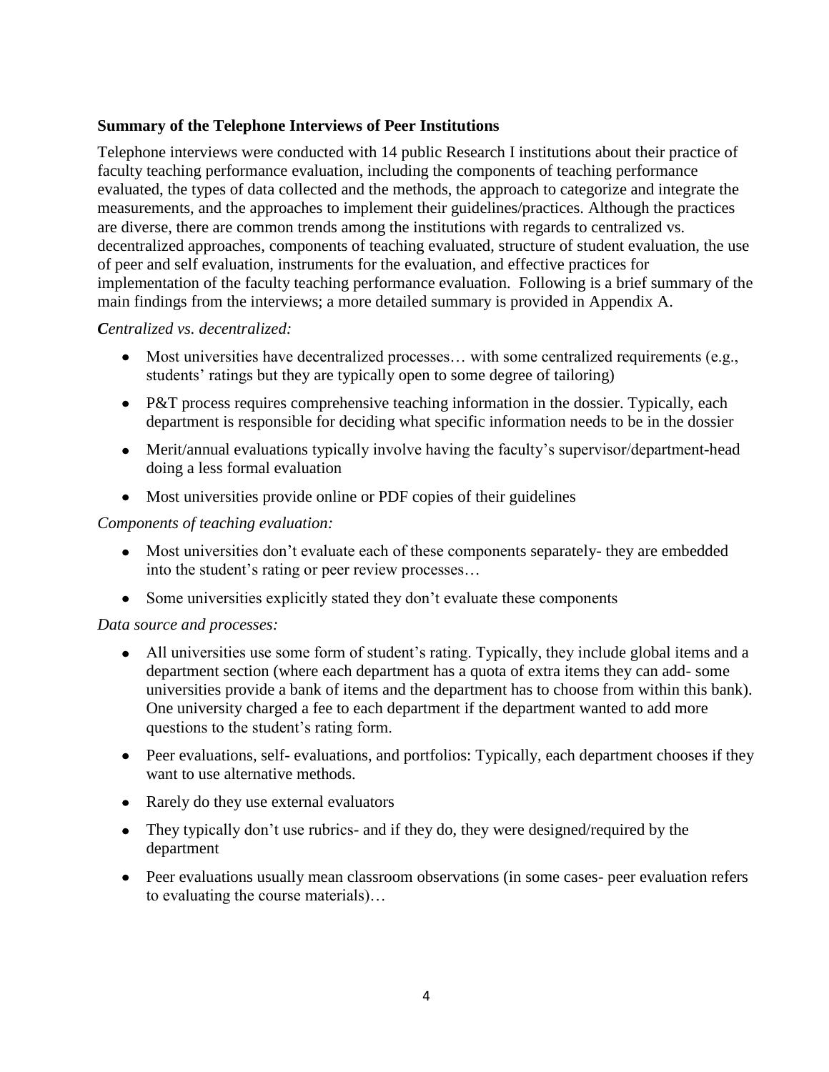**Summary of the Telephone Interviews of Peer Institutions**

Telephone interviews were conducted with 14 public Research I institutions about their practice of faculty teaching performance evaluation, including the components of teaching performance evaluated, the types of data collected and the methods, the approach to categorize and integrate the measurements, and the approaches to implement their guidelines/practices. Although the practices are diverse, there are common trends among the institutions with regards to centralized vs. decentralized approaches, components of teaching evaluated, structure of student evaluation, the use of peer and self evaluation, instruments for the evaluation, and effective practices for implementation of the faculty teaching performance evaluation. Following is a brief summary of the main findings from the interviews; a more detailed summary is provided in Appendix A.

***Centralized vs. decentralized:***

- Most universities have decentralized processes… with some centralized requirements (e.g., students' ratings but they are typically open to some degree of tailoring)
- P&T process requires comprehensive teaching information in the dossier. Typically, each department is responsible for deciding what specific information needs to be in the dossier
- Merit/annual evaluations typically involve having the faculty's supervisor/department-head doing a less formal evaluation
- Most universities provide online or PDF copies of their guidelines

*Components of teaching evaluation:*

- Most universities don't evaluate each of these components separately- they are embedded into the student's rating or peer review processes…
- Some universities explicitly stated they don't evaluate these components

*Data source and processes:*

- All universities use some form of student's rating. Typically, they include global items and a department section (where each department has a quota of extra items they can add- some universities provide a bank of items and the department has to choose from within this bank). One university charged a fee to each department if the department wanted to add more questions to the student's rating form.
- Peer evaluations, self- evaluations, and portfolios: Typically, each department chooses if they want to use alternative methods.
- Rarely do they use external evaluators
- They typically don't use rubrics- and if they do, they were designed/required by the department
- Peer evaluations usually mean classroom observations (in some cases- peer evaluation refers to evaluating the course materials)…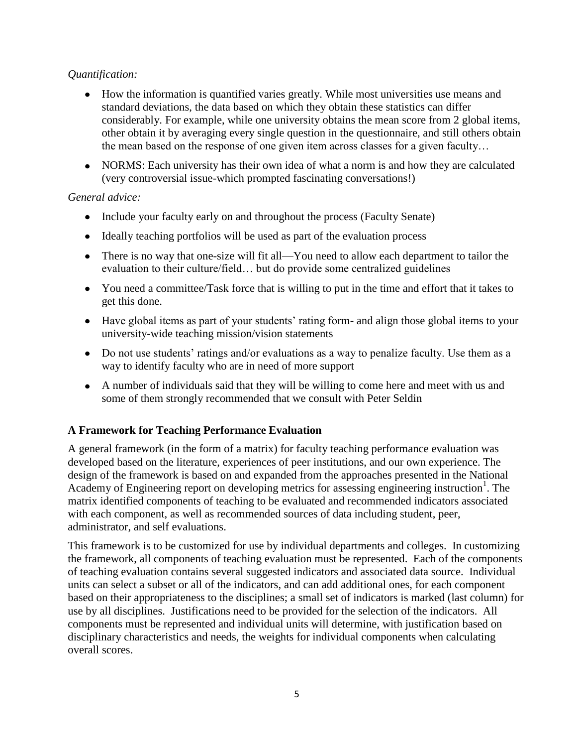*Quantification:*

- How the information is quantified varies greatly. While most universities use means and standard deviations, the data based on which they obtain these statistics can differ considerably. For example, while one university obtains the mean score from 2 global items, other obtain it by averaging every single question in the questionnaire, and still others obtain the mean based on the response of one given item across classes for a given faculty…
- NORMS: Each university has their own idea of what a norm is and how they are calculated (very controversial issue-which prompted fascinating conversations!)

*General advice:*

- Include your faculty early on and throughout the process (Faculty Senate)
- Ideally teaching portfolios will be used as part of the evaluation process
- There is no way that one-size will fit all—You need to allow each department to tailor the evaluation to their culture/field… but do provide some centralized guidelines
- You need a committee/Task force that is willing to put in the time and effort that it takes to get this done.
- Have global items as part of your students' rating form- and align those global items to your university-wide teaching mission/vision statements
- Do not use students' ratings and/or evaluations as a way to penalize faculty. Use them as a way to identify faculty who are in need of more support
- A number of individuals said that they will be willing to come here and meet with us and some of them strongly recommended that we consult with Peter Seldin

**A Framework for Teaching Performance Evaluation**

A general framework (in the form of a matrix) for faculty teaching performance evaluation was developed based on the literature, experiences of peer institutions, and our own experience. The design of the framework is based on and expanded from the approaches presented in the National Academy of Engineering report on developing metrics for assessing engineering instruction[1]. The matrix identified components of teaching to be evaluated and recommended indicators associated with each component, as well as recommended sources of data including student, peer, administrator, and self evaluations.

This framework is to be customized for use by individual departments and colleges. In customizing the framework, all components of teaching evaluation must be represented. Each of the components of teaching evaluation contains several suggested indicators and associated data source. Individual units can select a subset or all of the indicators, and can add additional ones, for each component based on their appropriateness to the disciplines; a small set of indicators is marked (last column) for use by all disciplines. Justifications need to be provided for the selection of the indicators. All components must be represented and individual units will determine, with justification based on disciplinary characteristics and needs, the weights for individual components when calculating overall scores.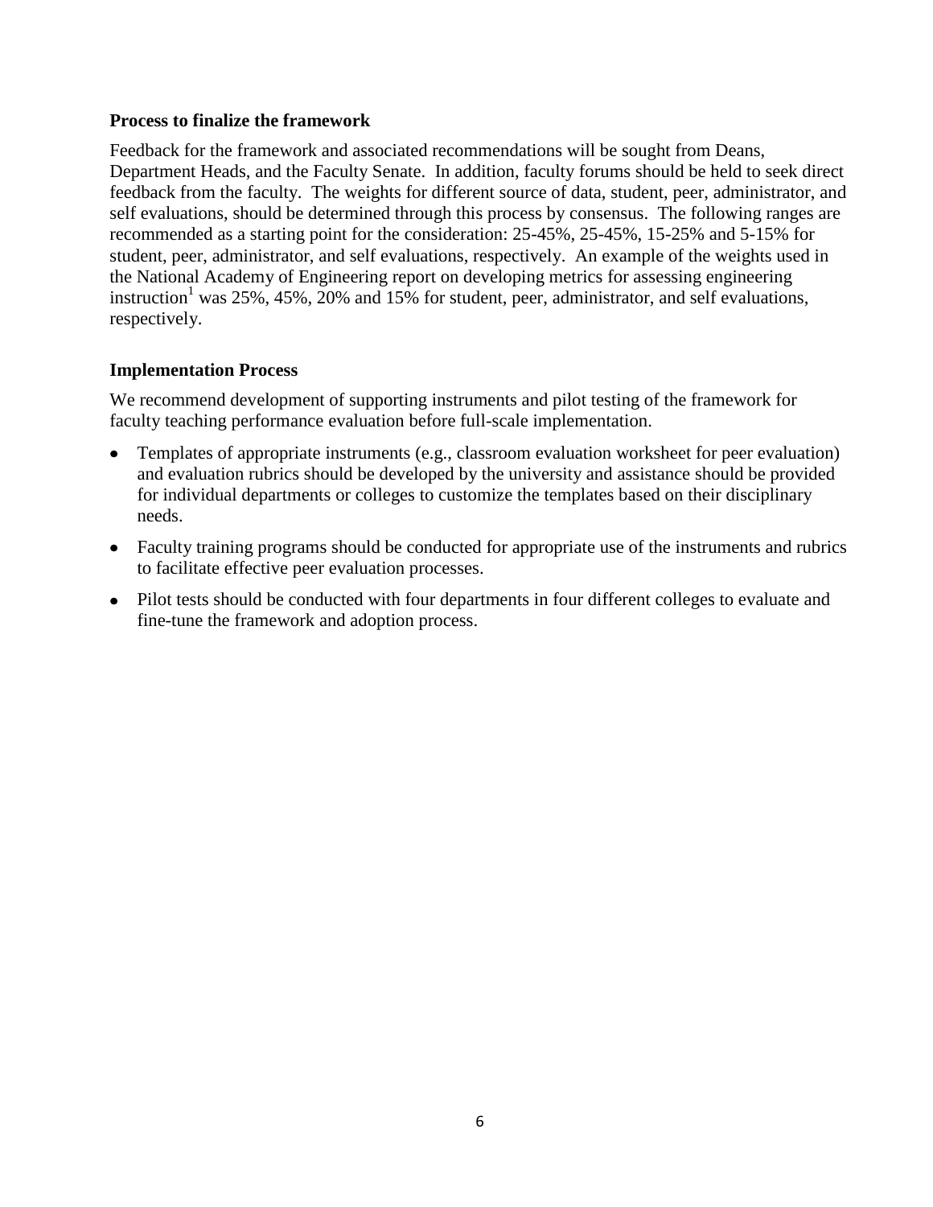**Process to finalize the framework**

Feedback for the framework and associated recommendations will be sought from Deans, Department Heads, and the Faculty Senate. In addition, faculty forums should be held to seek direct feedback from the faculty. The weights for different source of data, student, peer, administrator, and self evaluations, should be determined through this process by consensus. The following ranges are recommended as a starting point for the consideration: 25-45%, 25-45%, 15-25% and 5-15% for student, peer, administrator, and self evaluations, respectively. An example of the weights used in the National Academy of Engineering report on developing metrics for assessing engineering instruction[1] was 25%, 45%, 20% and 15% for student, peer, administrator, and self evaluations, respectively.

**Implementation Process**

We recommend development of supporting instruments and pilot testing of the framework for faculty teaching performance evaluation before full-scale implementation.

- Templates of appropriate instruments (e.g., classroom evaluation worksheet for peer evaluation) and evaluation rubrics should be developed by the university and assistance should be provided for individual departments or colleges to customize the templates based on their disciplinary needs.
- Faculty training programs should be conducted for appropriate use of the instruments and rubrics to facilitate effective peer evaluation processes.
- Pilot tests should be conducted with four departments in four different colleges to evaluate and fine-tune the framework and adoption process.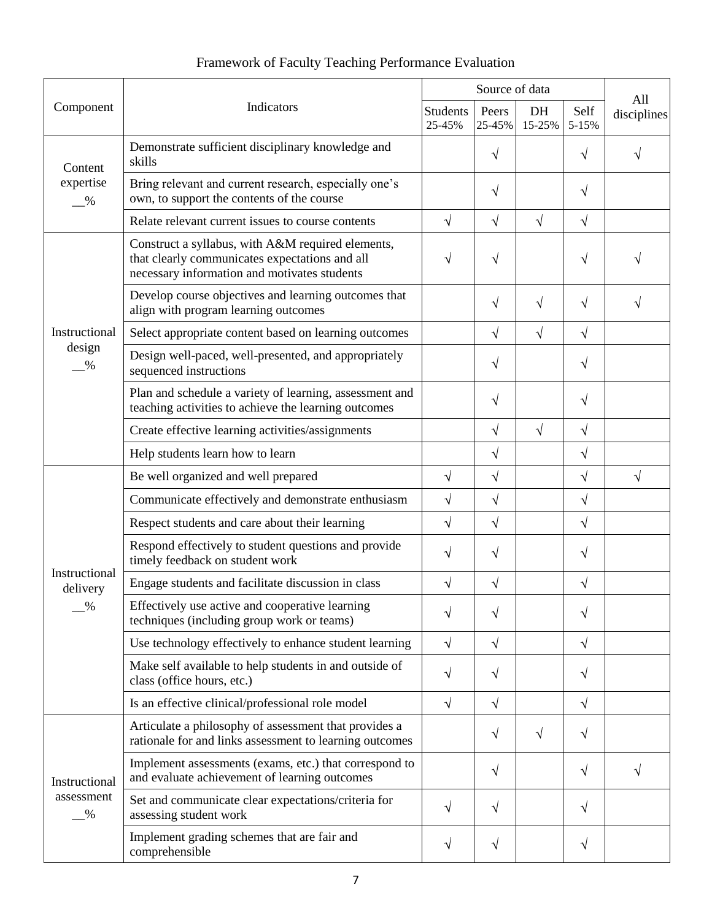# Framework of Faculty Teaching Performance Evaluation

| Component | Indicators | Source of data | | | | All disciplines |
|---|---|---|---|---|---|---|
| | | Students 25-45% | Peers 25-45% | DH 15-25% | Self 5-15% | |
| Content expertise __% | Demonstrate sufficient disciplinary knowledge and skills | | √ | | √ | √ |
| | Bring relevant and current research, especially one's own, to support the contents of the course | | √ | | √ | |
| | Relate relevant current issues to course contents | √ | √ | √ | √ | |
| Instructional design __% | Construct a syllabus, with A&M required elements, that clearly communicates expectations and all necessary information and motivates students | √ | √ | | √ | √ |
| | Develop course objectives and learning outcomes that align with program learning outcomes | | √ | √ | √ | √ |
| | Select appropriate content based on learning outcomes | | √ | √ | √ | |
| | Design well-paced, well-presented, and appropriately sequenced instructions | | √ | | √ | |
| | Plan and schedule a variety of learning, assessment and teaching activities to achieve the learning outcomes | | √ | | √ | |
| | Create effective learning activities/assignments | | √ | √ | √ | |
| | Help students learn how to learn | | √ | | √ | |
| Instructional delivery __% | Be well organized and well prepared | √ | √ | | √ | √ |
| | Communicate effectively and demonstrate enthusiasm | √ | √ | | √ | |
| | Respect students and care about their learning | √ | √ | | √ | |
| | Respond effectively to student questions and provide timely feedback on student work | √ | √ | | √ | |
| | Engage students and facilitate discussion in class | √ | √ | | √ | |
| | Effectively use active and cooperative learning techniques (including group work or teams) | √ | √ | | √ | |
| | Use technology effectively to enhance student learning | √ | √ | | √ | |
| | Make self available to help students in and outside of class (office hours, etc.) | √ | √ | | √ | |
| | Is an effective clinical/professional role model | √ | √ | | √ | |
| Instructional assessment __% | Articulate a philosophy of assessment that provides a rationale for and links assessment to learning outcomes | | √ | √ | √ | |
| | Implement assessments (exams, etc.) that correspond to and evaluate achievement of learning outcomes | | √ | | √ | √ |
| | Set and communicate clear expectations/criteria for assessing student work | √ | √ | | √ | |
| | Implement grading schemes that are fair and comprehensible | √ | √ | | √ | |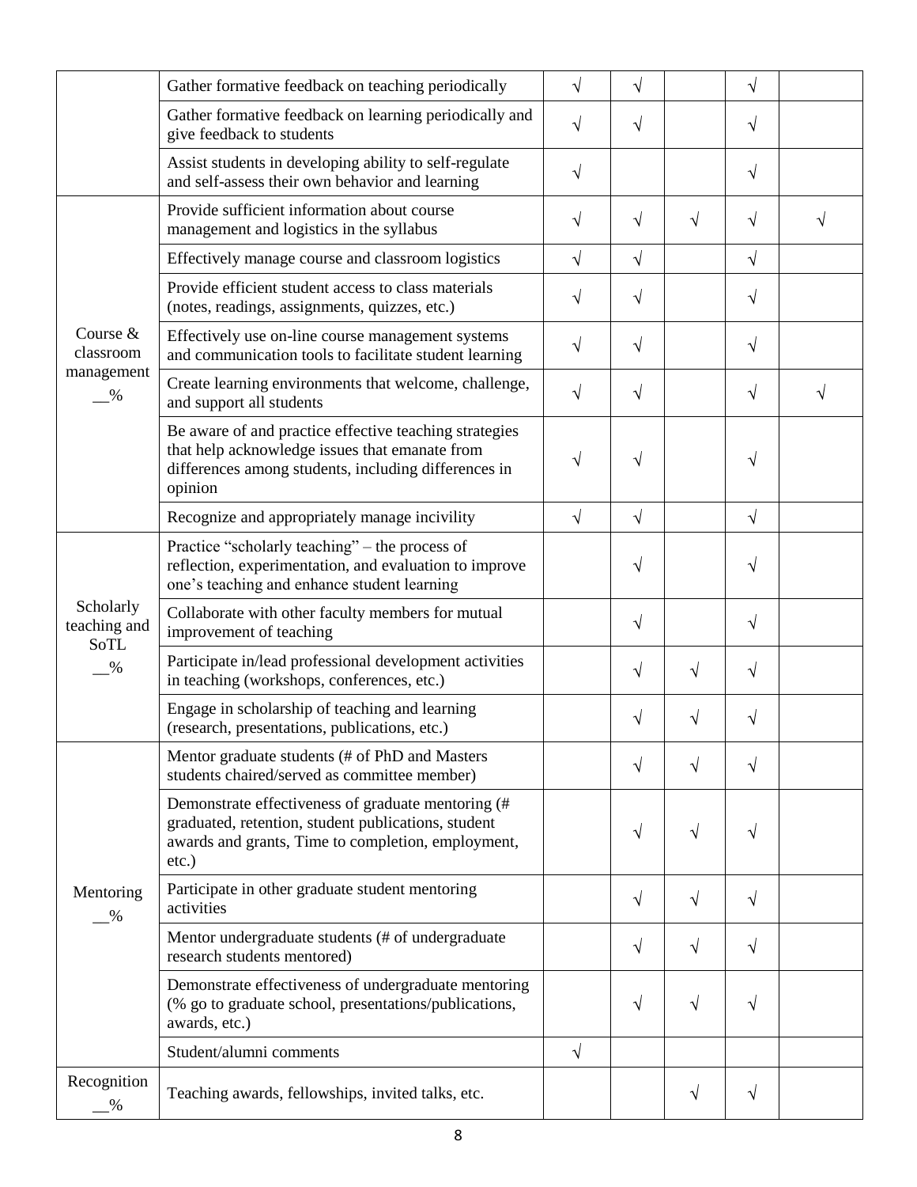| | | | | | | |
|---|---|---|---|---|---|---|
| | Gather formative feedback on teaching periodically | √ | √ | | √ | |
| | Gather formative feedback on learning periodically and give feedback to students | √ | √ | | √ | |
| | Assist students in developing ability to self-regulate and self-assess their own behavior and learning | √ | | | √ | |
| Course & classroom management __% | Provide sufficient information about course management and logistics in the syllabus | √ | √ | √ | √ | √ |
| | Effectively manage course and classroom logistics | √ | √ | | √ | |
| | Provide efficient student access to class materials (notes, readings, assignments, quizzes, etc.) | √ | √ | | √ | |
| | Effectively use on-line course management systems and communication tools to facilitate student learning | √ | √ | | √ | |
| | Create learning environments that welcome, challenge, and support all students | √ | √ | | √ | √ |
| | Be aware of and practice effective teaching strategies that help acknowledge issues that emanate from differences among students, including differences in opinion | √ | √ | | √ | |
| | Recognize and appropriately manage incivility | √ | √ | | √ | |
| Scholarly teaching and SoTL __% | Practice "scholarly teaching" – the process of reflection, experimentation, and evaluation to improve one's teaching and enhance student learning | | √ | | √ | |
| | Collaborate with other faculty members for mutual improvement of teaching | | √ | | √ | |
| | Participate in/lead professional development activities in teaching (workshops, conferences, etc.) | | √ | √ | √ | |
| | Engage in scholarship of teaching and learning (research, presentations, publications, etc.) | | √ | √ | √ | |
| Mentoring __% | Mentor graduate students (# of PhD and Masters students chaired/served as committee member) | | √ | √ | √ | |
| | Demonstrate effectiveness of graduate mentoring (# graduated, retention, student publications, student awards and grants, Time to completion, employment, etc.) | | √ | √ | √ | |
| | Participate in other graduate student mentoring activities | | √ | √ | √ | |
| | Mentor undergraduate students (# of undergraduate research students mentored) | | √ | √ | √ | |
| | Demonstrate effectiveness of undergraduate mentoring (% go to graduate school, presentations/publications, awards, etc.) | | √ | √ | √ | |
| | Student/alumni comments | √ | | | | |
| Recognition __% | Teaching awards, fellowships, invited talks, etc. | | | √ | √ | |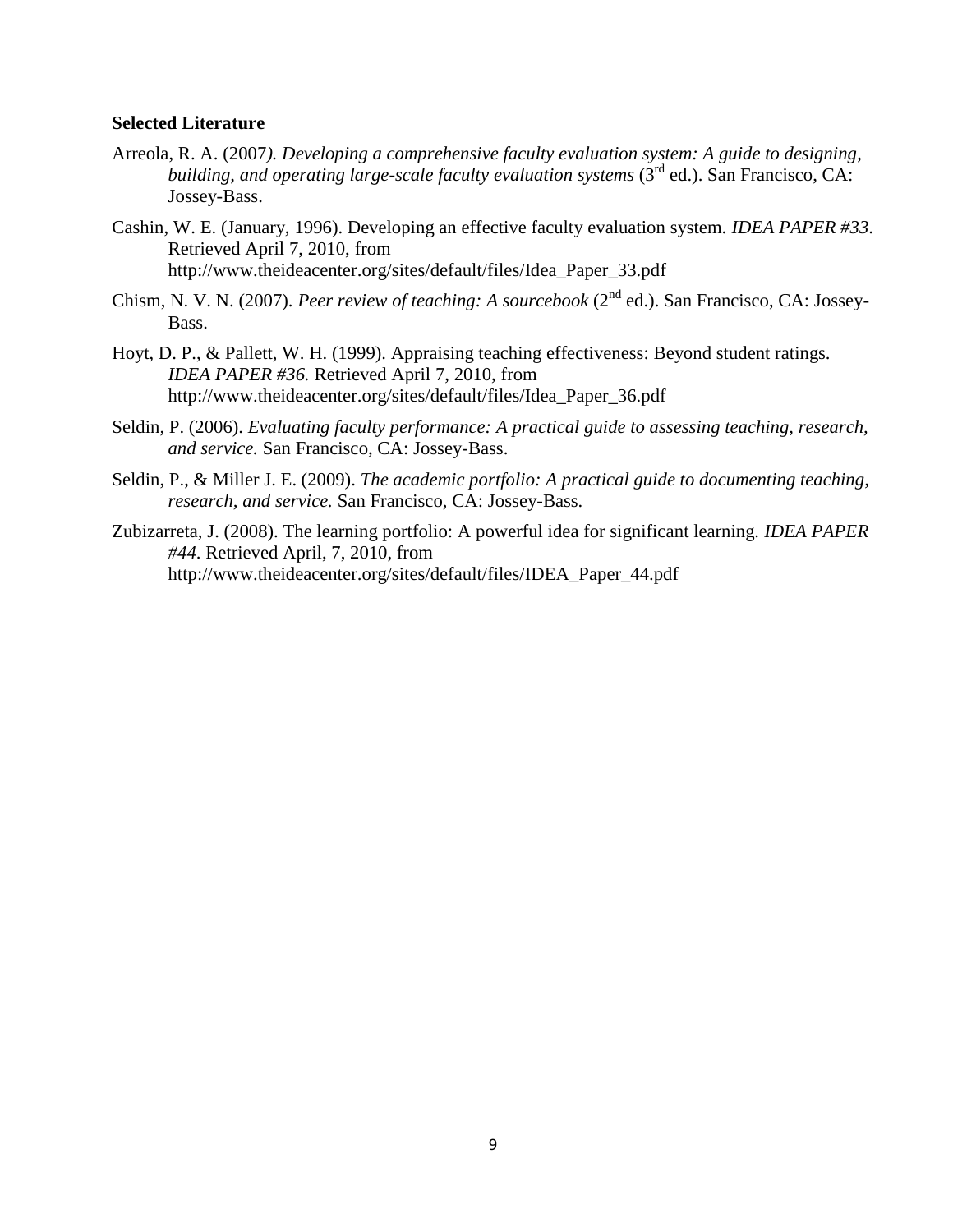**Selected Literature**

Arreola, R. A. (2007*). Developing a comprehensive faculty evaluation system: A guide to designing, building, and operating large-scale faculty evaluation systems* (3rd ed.). San Francisco, CA: Jossey-Bass.

Cashin, W. E. (January, 1996). Developing an effective faculty evaluation system. *IDEA PAPER #33*. Retrieved April 7, 2010, from http://www.theideacenter.org/sites/default/files/Idea_Paper_33.pdf

Chism, N. V. N. (2007). *Peer review of teaching: A sourcebook* (2nd ed.). San Francisco, CA: Jossey-Bass.

Hoyt, D. P., & Pallett, W. H. (1999). Appraising teaching effectiveness: Beyond student ratings. *IDEA PAPER #36.* Retrieved April 7, 2010, from http://www.theideacenter.org/sites/default/files/Idea_Paper_36.pdf

Seldin, P. (2006). *Evaluating faculty performance: A practical guide to assessing teaching, research, and service.* San Francisco, CA: Jossey-Bass.

Seldin, P., & Miller J. E. (2009). *The academic portfolio: A practical guide to documenting teaching, research, and service.* San Francisco, CA: Jossey-Bass.

Zubizarreta, J. (2008). The learning portfolio: A powerful idea for significant learning. *IDEA PAPER #44*. Retrieved April, 7, 2010, from http://www.theideacenter.org/sites/default/files/IDEA_Paper_44.pdf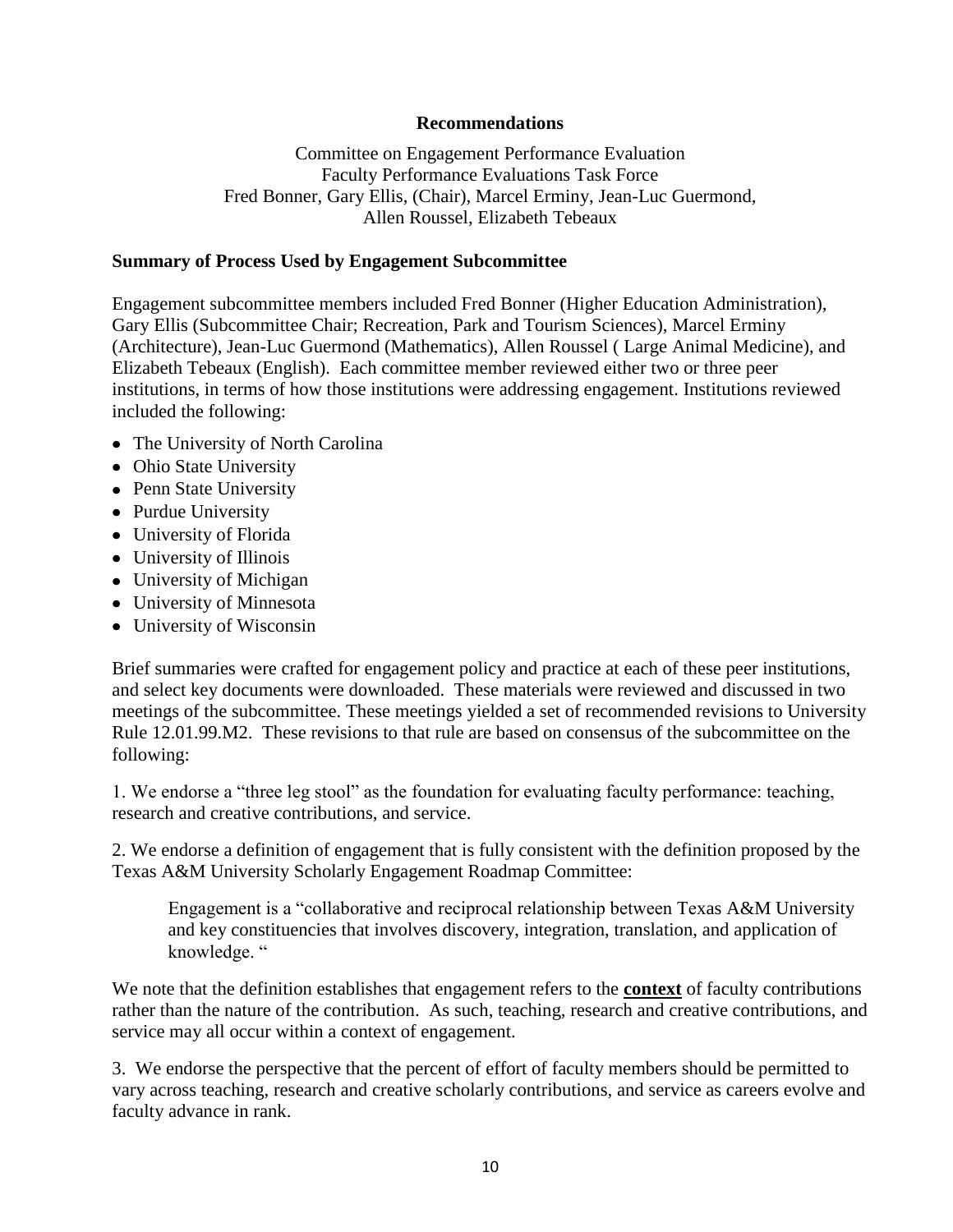**Recommendations**

Committee on Engagement Performance Evaluation
Faculty Performance Evaluations Task Force
Fred Bonner, Gary Ellis, (Chair), Marcel Erminy, Jean-Luc Guermond, Allen Roussel, Elizabeth Tebeaux

**Summary of Process Used by Engagement Subcommittee**

Engagement subcommittee members included Fred Bonner (Higher Education Administration), Gary Ellis (Subcommittee Chair; Recreation, Park and Tourism Sciences), Marcel Erminy (Architecture), Jean-Luc Guermond (Mathematics), Allen Roussel ( Large Animal Medicine), and Elizabeth Tebeaux (English). Each committee member reviewed either two or three peer institutions, in terms of how those institutions were addressing engagement. Institutions reviewed included the following:

- The University of North Carolina
- Ohio State University
- Penn State University
- Purdue University
- University of Florida
- University of Illinois
- University of Michigan
- University of Minnesota
- University of Wisconsin

Brief summaries were crafted for engagement policy and practice at each of these peer institutions, and select key documents were downloaded. These materials were reviewed and discussed in two meetings of the subcommittee. These meetings yielded a set of recommended revisions to University Rule 12.01.99.M2. These revisions to that rule are based on consensus of the subcommittee on the following:

1. We endorse a "three leg stool" as the foundation for evaluating faculty performance: teaching, research and creative contributions, and service.

2. We endorse a definition of engagement that is fully consistent with the definition proposed by the Texas A&M University Scholarly Engagement Roadmap Committee:

> Engagement is a "collaborative and reciprocal relationship between Texas A&M University and key constituencies that involves discovery, integration, translation, and application of knowledge. "

We note that the definition establishes that engagement refers to the **context** of faculty contributions rather than the nature of the contribution. As such, teaching, research and creative contributions, and service may all occur within a context of engagement.

3. We endorse the perspective that the percent of effort of faculty members should be permitted to vary across teaching, research and creative scholarly contributions, and service as careers evolve and faculty advance in rank.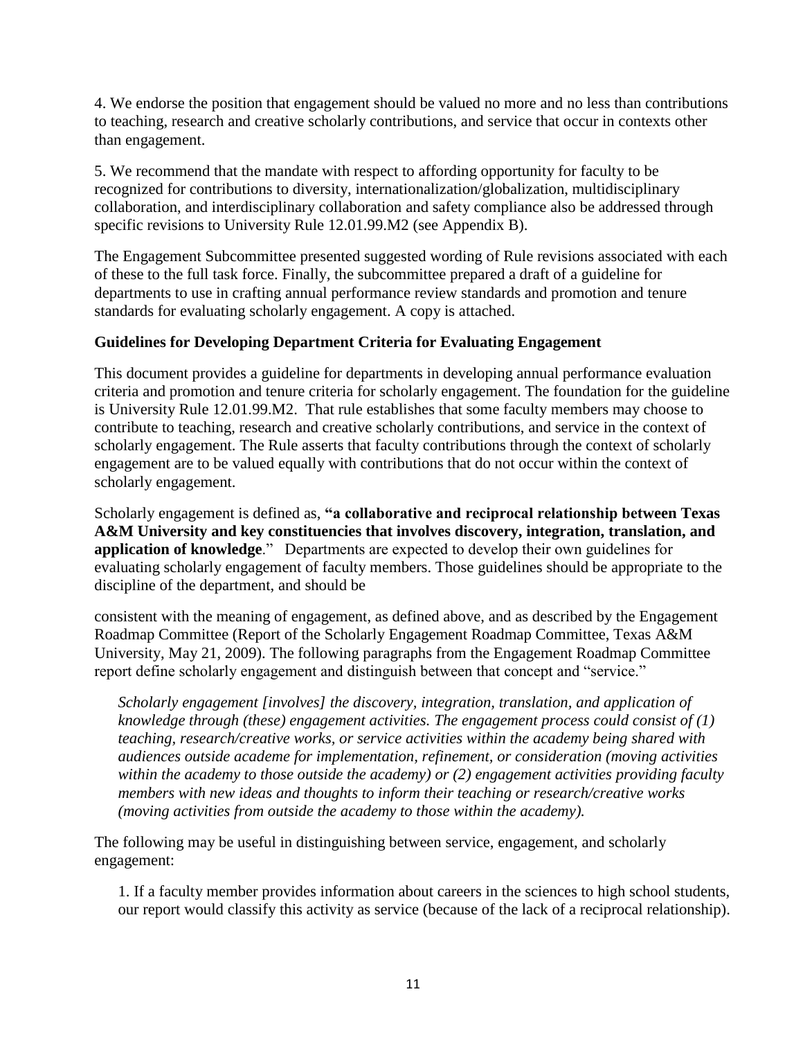4. We endorse the position that engagement should be valued no more and no less than contributions to teaching, research and creative scholarly contributions, and service that occur in contexts other than engagement.

5. We recommend that the mandate with respect to affording opportunity for faculty to be recognized for contributions to diversity, internationalization/globalization, multidisciplinary collaboration, and interdisciplinary collaboration and safety compliance also be addressed through specific revisions to University Rule 12.01.99.M2 (see Appendix B).

The Engagement Subcommittee presented suggested wording of Rule revisions associated with each of these to the full task force. Finally, the subcommittee prepared a draft of a guideline for departments to use in crafting annual performance review standards and promotion and tenure standards for evaluating scholarly engagement. A copy is attached.

**Guidelines for Developing Department Criteria for Evaluating Engagement**

This document provides a guideline for departments in developing annual performance evaluation criteria and promotion and tenure criteria for scholarly engagement. The foundation for the guideline is University Rule 12.01.99.M2. That rule establishes that some faculty members may choose to contribute to teaching, research and creative scholarly contributions, and service in the context of scholarly engagement. The Rule asserts that faculty contributions through the context of scholarly engagement are to be valued equally with contributions that do not occur within the context of scholarly engagement.

Scholarly engagement is defined as, **"a collaborative and reciprocal relationship between Texas A&M University and key constituencies that involves discovery, integration, translation, and application of knowledge**." Departments are expected to develop their own guidelines for evaluating scholarly engagement of faculty members. Those guidelines should be appropriate to the discipline of the department, and should be

consistent with the meaning of engagement, as defined above, and as described by the Engagement Roadmap Committee (Report of the Scholarly Engagement Roadmap Committee, Texas A&M University, May 21, 2009). The following paragraphs from the Engagement Roadmap Committee report define scholarly engagement and distinguish between that concept and "service."

> *Scholarly engagement [involves] the discovery, integration, translation, and application of knowledge through (these) engagement activities. The engagement process could consist of (1) teaching, research/creative works, or service activities within the academy being shared with audiences outside academe for implementation, refinement, or consideration (moving activities within the academy to those outside the academy) or (2) engagement activities providing faculty members with new ideas and thoughts to inform their teaching or research/creative works (moving activities from outside the academy to those within the academy).*

The following may be useful in distinguishing between service, engagement, and scholarly engagement:

1. If a faculty member provides information about careers in the sciences to high school students, our report would classify this activity as service (because of the lack of a reciprocal relationship).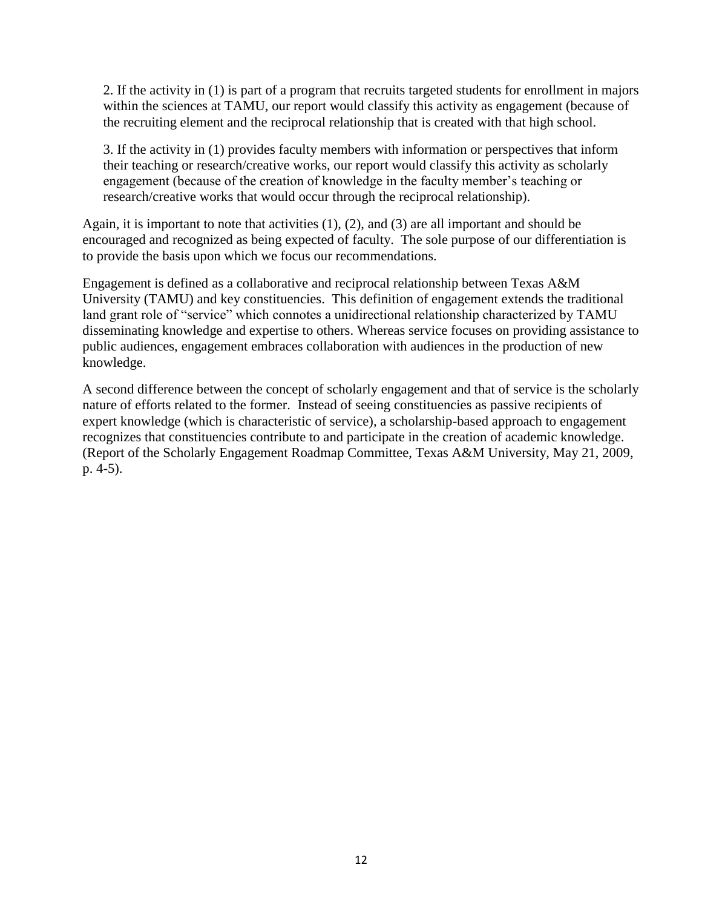2. If the activity in (1) is part of a program that recruits targeted students for enrollment in majors within the sciences at TAMU, our report would classify this activity as engagement (because of the recruiting element and the reciprocal relationship that is created with that high school.

3. If the activity in (1) provides faculty members with information or perspectives that inform their teaching or research/creative works, our report would classify this activity as scholarly engagement (because of the creation of knowledge in the faculty member's teaching or research/creative works that would occur through the reciprocal relationship).

Again, it is important to note that activities (1), (2), and (3) are all important and should be encouraged and recognized as being expected of faculty. The sole purpose of our differentiation is to provide the basis upon which we focus our recommendations.

Engagement is defined as a collaborative and reciprocal relationship between Texas A&M University (TAMU) and key constituencies. This definition of engagement extends the traditional land grant role of "service" which connotes a unidirectional relationship characterized by TAMU disseminating knowledge and expertise to others. Whereas service focuses on providing assistance to public audiences, engagement embraces collaboration with audiences in the production of new knowledge.

A second difference between the concept of scholarly engagement and that of service is the scholarly nature of efforts related to the former. Instead of seeing constituencies as passive recipients of expert knowledge (which is characteristic of service), a scholarship-based approach to engagement recognizes that constituencies contribute to and participate in the creation of academic knowledge. (Report of the Scholarly Engagement Roadmap Committee, Texas A&M University, May 21, 2009, p. 4-5).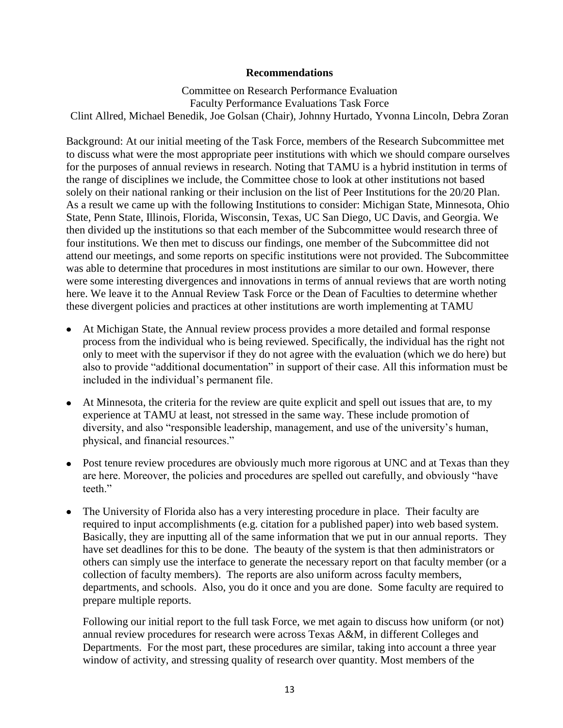**Recommendations**

Committee on Research Performance Evaluation
Faculty Performance Evaluations Task Force
Clint Allred, Michael Benedik, Joe Golsan (Chair), Johnny Hurtado, Yvonna Lincoln, Debra Zoran

Background: At our initial meeting of the Task Force, members of the Research Subcommittee met to discuss what were the most appropriate peer institutions with which we should compare ourselves for the purposes of annual reviews in research. Noting that TAMU is a hybrid institution in terms of the range of disciplines we include, the Committee chose to look at other institutions not based solely on their national ranking or their inclusion on the list of Peer Institutions for the 20/20 Plan. As a result we came up with the following Institutions to consider: Michigan State, Minnesota, Ohio State, Penn State, Illinois, Florida, Wisconsin, Texas, UC San Diego, UC Davis, and Georgia. We then divided up the institutions so that each member of the Subcommittee would research three of four institutions. We then met to discuss our findings, one member of the Subcommittee did not attend our meetings, and some reports on specific institutions were not provided. The Subcommittee was able to determine that procedures in most institutions are similar to our own. However, there were some interesting divergences and innovations in terms of annual reviews that are worth noting here. We leave it to the Annual Review Task Force or the Dean of Faculties to determine whether these divergent policies and practices at other institutions are worth implementing at TAMU

- At Michigan State, the Annual review process provides a more detailed and formal response process from the individual who is being reviewed. Specifically, the individual has the right not only to meet with the supervisor if they do not agree with the evaluation (which we do here) but also to provide "additional documentation" in support of their case. All this information must be included in the individual's permanent file.

- At Minnesota, the criteria for the review are quite explicit and spell out issues that are, to my experience at TAMU at least, not stressed in the same way. These include promotion of diversity, and also "responsible leadership, management, and use of the university's human, physical, and financial resources."

- Post tenure review procedures are obviously much more rigorous at UNC and at Texas than they are here. Moreover, the policies and procedures are spelled out carefully, and obviously "have teeth."

- The University of Florida also has a very interesting procedure in place. Their faculty are required to input accomplishments (e.g. citation for a published paper) into web based system. Basically, they are inputting all of the same information that we put in our annual reports. They have set deadlines for this to be done. The beauty of the system is that then administrators or others can simply use the interface to generate the necessary report on that faculty member (or a collection of faculty members). The reports are also uniform across faculty members, departments, and schools. Also, you do it once and you are done. Some faculty are required to prepare multiple reports.

  Following our initial report to the full task Force, we met again to discuss how uniform (or not) annual review procedures for research were across Texas A&M, in different Colleges and Departments. For the most part, these procedures are similar, taking into account a three year window of activity, and stressing quality of research over quantity. Most members of the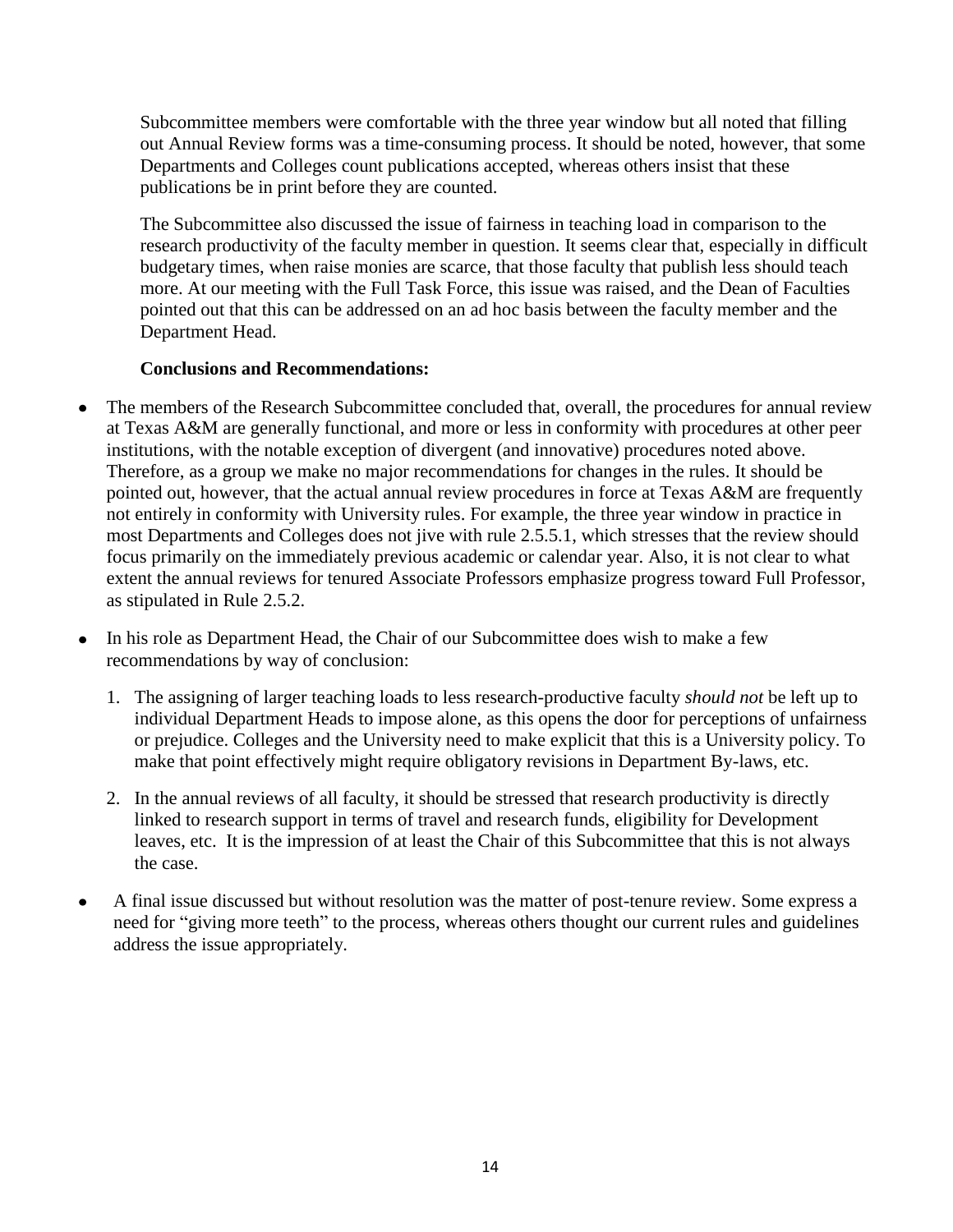Subcommittee members were comfortable with the three year window but all noted that filling out Annual Review forms was a time-consuming process. It should be noted, however, that some Departments and Colleges count publications accepted, whereas others insist that these publications be in print before they are counted.

The Subcommittee also discussed the issue of fairness in teaching load in comparison to the research productivity of the faculty member in question. It seems clear that, especially in difficult budgetary times, when raise monies are scarce, that those faculty that publish less should teach more. At our meeting with the Full Task Force, this issue was raised, and the Dean of Faculties pointed out that this can be addressed on an ad hoc basis between the faculty member and the Department Head.

**Conclusions and Recommendations:**

- The members of the Research Subcommittee concluded that, overall, the procedures for annual review at Texas A&M are generally functional, and more or less in conformity with procedures at other peer institutions, with the notable exception of divergent (and innovative) procedures noted above. Therefore, as a group we make no major recommendations for changes in the rules. It should be pointed out, however, that the actual annual review procedures in force at Texas A&M are frequently not entirely in conformity with University rules. For example, the three year window in practice in most Departments and Colleges does not jive with rule 2.5.5.1, which stresses that the review should focus primarily on the immediately previous academic or calendar year. Also, it is not clear to what extent the annual reviews for tenured Associate Professors emphasize progress toward Full Professor, as stipulated in Rule 2.5.2.

- In his role as Department Head, the Chair of our Subcommittee does wish to make a few recommendations by way of conclusion:

  1. The assigning of larger teaching loads to less research-productive faculty *should not* be left up to individual Department Heads to impose alone, as this opens the door for perceptions of unfairness or prejudice. Colleges and the University need to make explicit that this is a University policy. To make that point effectively might require obligatory revisions in Department By-laws, etc.

  2. In the annual reviews of all faculty, it should be stressed that research productivity is directly linked to research support in terms of travel and research funds, eligibility for Development leaves, etc. It is the impression of at least the Chair of this Subcommittee that this is not always the case.

- A final issue discussed but without resolution was the matter of post-tenure review. Some express a need for "giving more teeth" to the process, whereas others thought our current rules and guidelines address the issue appropriately.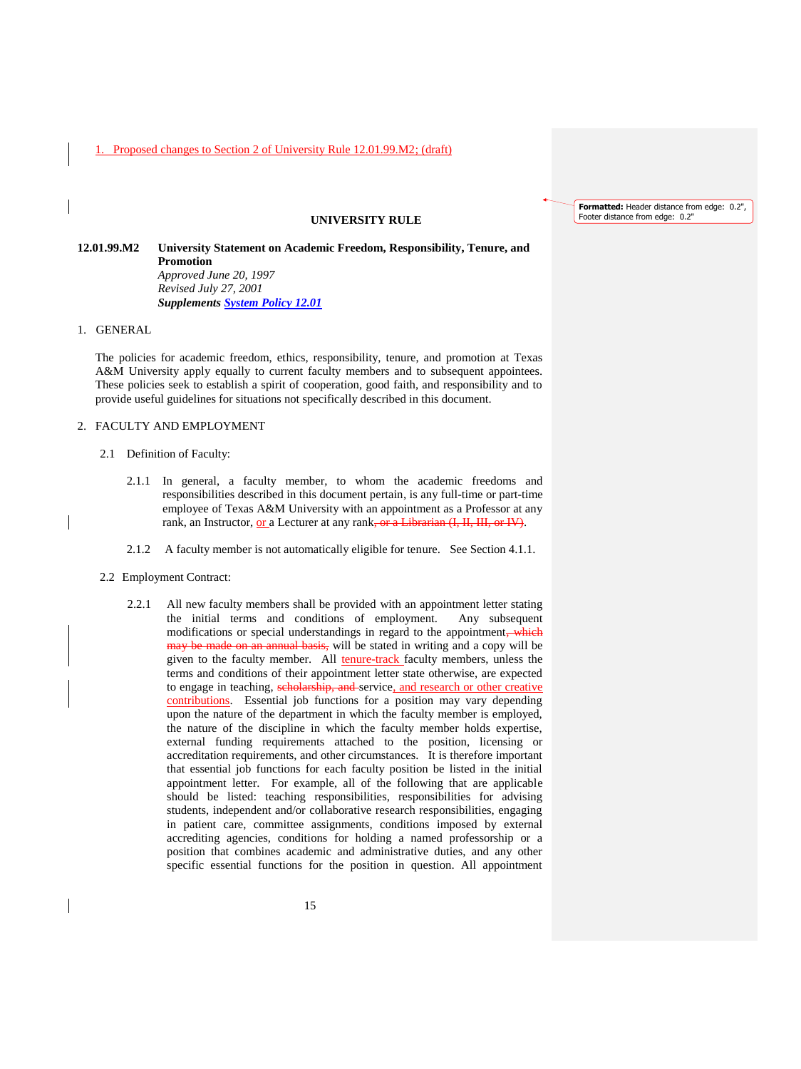1. Proposed changes to Section 2 of University Rule 12.01.99.M2; (draft)

**UNIVERSITY RULE**

**12.01.99.M2 University Statement on Academic Freedom, Responsibility, Tenure, and Promotion**

*Approved June 20, 1997*
*Revised July 27, 2001*
***Supplements System Policy 12.01***

1. GENERAL

The policies for academic freedom, ethics, responsibility, tenure, and promotion at Texas A&M University apply equally to current faculty members and to subsequent appointees. These policies seek to establish a spirit of cooperation, good faith, and responsibility and to provide useful guidelines for situations not specifically described in this document.

2. FACULTY AND EMPLOYMENT

2.1 Definition of Faculty:

2.1.1 In general, a faculty member, to whom the academic freedoms and responsibilities described in this document pertain, is any full-time or part-time employee of Texas A&M University with an appointment as a Professor at any rank, an Instructor, or a Lecturer at any rank~~, or a Librarian (I, II, III, or IV)~~.

2.1.2 A faculty member is not automatically eligible for tenure. See Section 4.1.1.

2.2 Employment Contract:

2.2.1 All new faculty members shall be provided with an appointment letter stating the initial terms and conditions of employment. Any subsequent modifications or special understandings in regard to the appointment~~, which may be made on an annual basis,~~ will be stated in writing and a copy will be given to the faculty member. All tenure-track faculty members, unless the terms and conditions of their appointment letter state otherwise, are expected to engage in teaching, ~~scholarship, and~~ service, and research or other creative contributions. Essential job functions for a position may vary depending upon the nature of the department in which the faculty member is employed, the nature of the discipline in which the faculty member holds expertise, external funding requirements attached to the position, licensing or accreditation requirements, and other circumstances. It is therefore important that essential job functions for each faculty position be listed in the initial appointment letter. For example, all of the following that are applicable should be listed: teaching responsibilities, responsibilities for advising students, independent and/or collaborative research responsibilities, engaging in patient care, committee assignments, conditions imposed by external accrediting agencies, conditions for holding a named professorship or a position that combines academic and administrative duties, and any other specific essential functions for the position in question. All appointment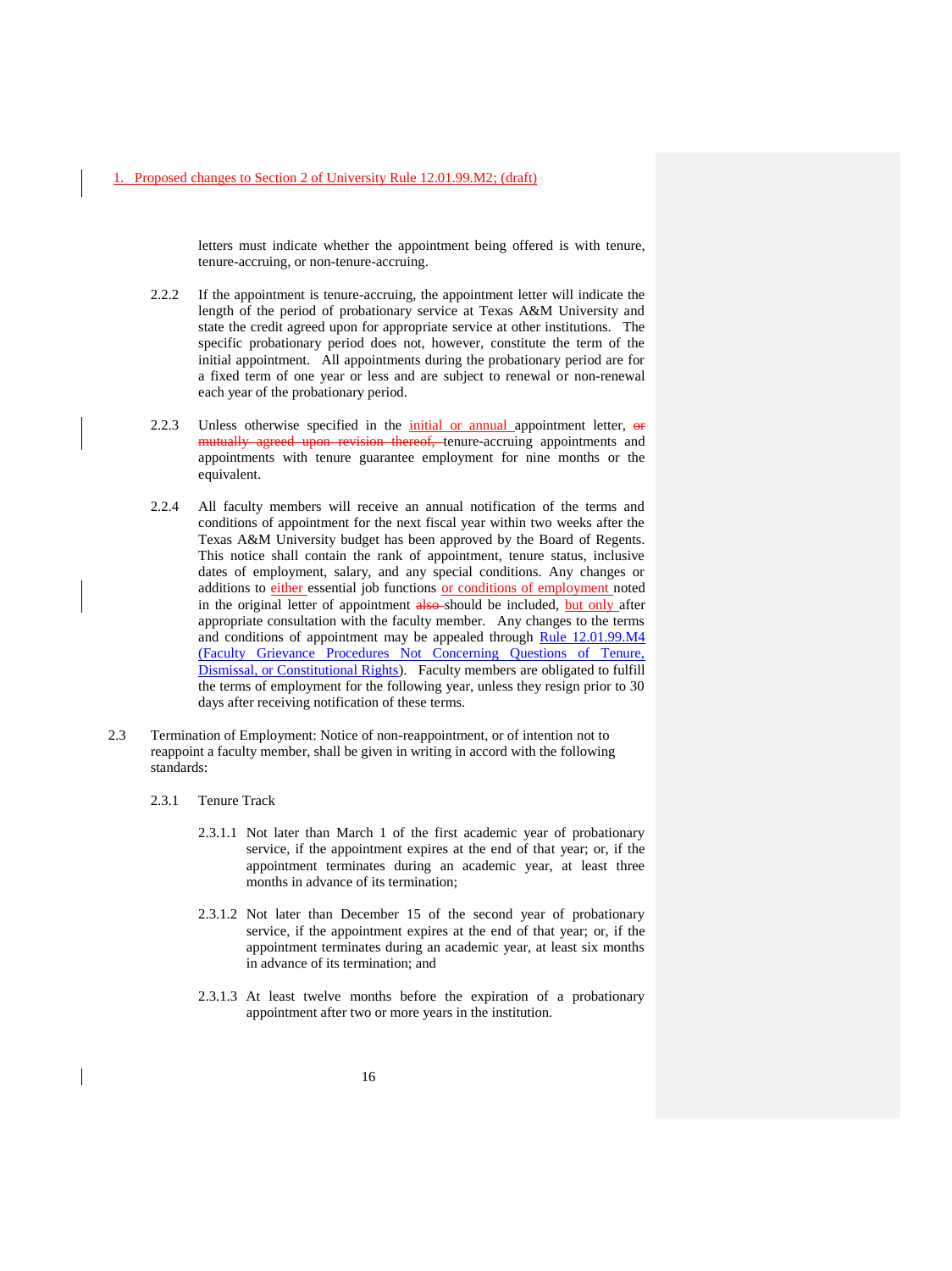1. Proposed changes to Section 2 of University Rule 12.01.99.M2; (draft)

letters must indicate whether the appointment being offered is with tenure, tenure-accruing, or non-tenure-accruing.

2.2.2 If the appointment is tenure-accruing, the appointment letter will indicate the length of the period of probationary service at Texas A&M University and state the credit agreed upon for appropriate service at other institutions. The specific probationary period does not, however, constitute the term of the initial appointment. All appointments during the probationary period are for a fixed term of one year or less and are subject to renewal or non-renewal each year of the probationary period.

2.2.3 Unless otherwise specified in the initial or annual appointment letter, ~~or mutually agreed upon revision thereof,~~ tenure-accruing appointments and appointments with tenure guarantee employment for nine months or the equivalent.

2.2.4 All faculty members will receive an annual notification of the terms and conditions of appointment for the next fiscal year within two weeks after the Texas A&M University budget has been approved by the Board of Regents. This notice shall contain the rank of appointment, tenure status, inclusive dates of employment, salary, and any special conditions. Any changes or additions to either essential job functions or conditions of employment noted in the original letter of appointment ~~also~~ should be included, but only after appropriate consultation with the faculty member. Any changes to the terms and conditions of appointment may be appealed through Rule 12.01.99.M4 (Faculty Grievance Procedures Not Concerning Questions of Tenure, Dismissal, or Constitutional Rights). Faculty members are obligated to fulfill the terms of employment for the following year, unless they resign prior to 30 days after receiving notification of these terms.

2.3 Termination of Employment: Notice of non-reappointment, or of intention not to reappoint a faculty member, shall be given in writing in accord with the following standards:

2.3.1 Tenure Track

2.3.1.1 Not later than March 1 of the first academic year of probationary service, if the appointment expires at the end of that year; or, if the appointment terminates during an academic year, at least three months in advance of its termination;

2.3.1.2 Not later than December 15 of the second year of probationary service, if the appointment expires at the end of that year; or, if the appointment terminates during an academic year, at least six months in advance of its termination; and

2.3.1.3 At least twelve months before the expiration of a probationary appointment after two or more years in the institution.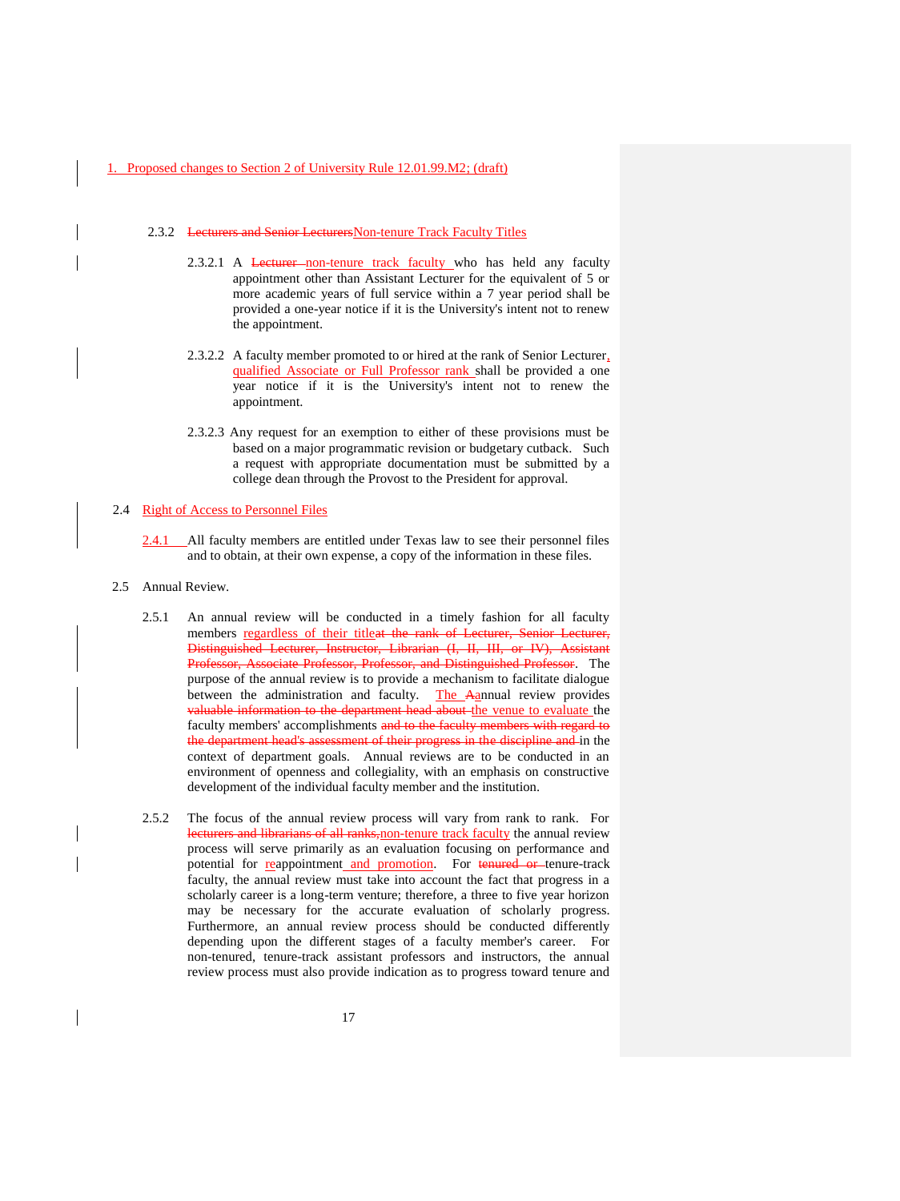1. Proposed changes to Section 2 of University Rule 12.01.99.M2; (draft)

2.3.2 ~~Lecturers and Senior Lecturers~~Non-tenure Track Faculty Titles

2.3.2.1 A ~~Lecturer~~ non-tenure track faculty who has held any faculty appointment other than Assistant Lecturer for the equivalent of 5 or more academic years of full service within a 7 year period shall be provided a one-year notice if it is the University's intent not to renew the appointment.

2.3.2.2 A faculty member promoted to or hired at the rank of Senior Lecturer, qualified Associate or Full Professor rank shall be provided a one year notice if it is the University's intent not to renew the appointment.

2.3.2.3 Any request for an exemption to either of these provisions must be based on a major programmatic revision or budgetary cutback. Such a request with appropriate documentation must be submitted by a college dean through the Provost to the President for approval.

2.4 Right of Access to Personnel Files

2.4.1 All faculty members are entitled under Texas law to see their personnel files and to obtain, at their own expense, a copy of the information in these files.

2.5 Annual Review.

2.5.1 An annual review will be conducted in a timely fashion for all faculty members regardless of their title~~at the rank of Lecturer, Senior Lecturer, Distinguished Lecturer, Instructor, Librarian (I, II, III, or IV), Assistant Professor, Associate Professor, Professor, and Distinguished Professor~~. The purpose of the annual review is to provide a mechanism to facilitate dialogue between the administration and faculty. The ~~A~~annual review provides ~~valuable information to the department head about~~ the venue to evaluate the faculty members' accomplishments ~~and to the faculty members with regard to the department head's assessment of their progress in the discipline and~~ in the context of department goals. Annual reviews are to be conducted in an environment of openness and collegiality, with an emphasis on constructive development of the individual faculty member and the institution.

2.5.2 The focus of the annual review process will vary from rank to rank. For ~~lecturers and librarians of all ranks,~~non-tenure track faculty the annual review process will serve primarily as an evaluation focusing on performance and potential for reappointment and promotion. For ~~tenured or~~ tenure-track faculty, the annual review must take into account the fact that progress in a scholarly career is a long-term venture; therefore, a three to five year horizon may be necessary for the accurate evaluation of scholarly progress. Furthermore, an annual review process should be conducted differently depending upon the different stages of a faculty member's career. For non-tenured, tenure-track assistant professors and instructors, the annual review process must also provide indication as to progress toward tenure and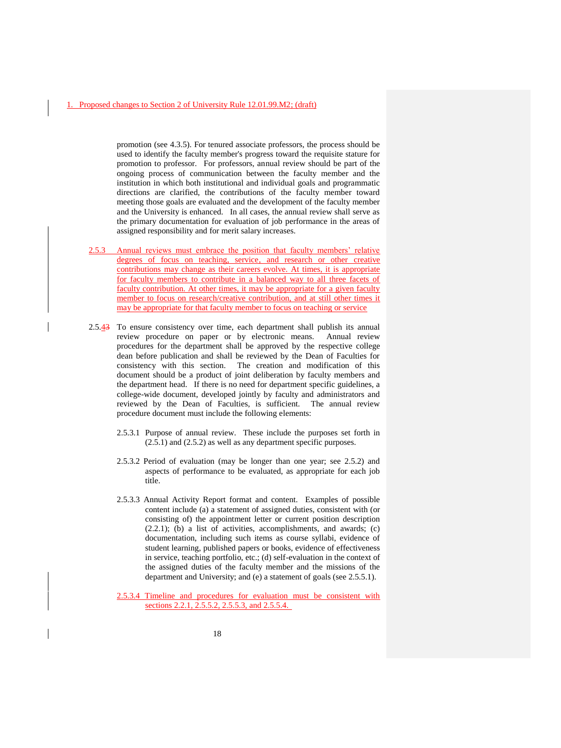1. Proposed changes to Section 2 of University Rule 12.01.99.M2; (draft)

promotion (see 4.3.5). For tenured associate professors, the process should be used to identify the faculty member's progress toward the requisite stature for promotion to professor. For professors, annual review should be part of the ongoing process of communication between the faculty member and the institution in which both institutional and individual goals and programmatic directions are clarified, the contributions of the faculty member toward meeting those goals are evaluated and the development of the faculty member and the University is enhanced. In all cases, the annual review shall serve as the primary documentation for evaluation of job performance in the areas of assigned responsibility and for merit salary increases.

2.5.3 Annual reviews must embrace the position that faculty members' relative degrees of focus on teaching, service, and research or other creative contributions may change as their careers evolve. At times, it is appropriate for faculty members to contribute in a balanced way to all three facets of faculty contribution. At other times, it may be appropriate for a given faculty member to focus on research/creative contribution, and at still other times it may be appropriate for that faculty member to focus on teaching or service

2.5.~~3~~4 To ensure consistency over time, each department shall publish its annual review procedure on paper or by electronic means. Annual review procedures for the department shall be approved by the respective college dean before publication and shall be reviewed by the Dean of Faculties for consistency with this section. The creation and modification of this document should be a product of joint deliberation by faculty members and the department head. If there is no need for department specific guidelines, a college-wide document, developed jointly by faculty and administrators and reviewed by the Dean of Faculties, is sufficient. The annual review procedure document must include the following elements:

2.5.3.1 Purpose of annual review. These include the purposes set forth in (2.5.1) and (2.5.2) as well as any department specific purposes.

2.5.3.2 Period of evaluation (may be longer than one year; see 2.5.2) and aspects of performance to be evaluated, as appropriate for each job title.

2.5.3.3 Annual Activity Report format and content. Examples of possible content include (a) a statement of assigned duties, consistent with (or consisting of) the appointment letter or current position description (2.2.1); (b) a list of activities, accomplishments, and awards; (c) documentation, including such items as course syllabi, evidence of student learning, published papers or books, evidence of effectiveness in service, teaching portfolio, etc.; (d) self-evaluation in the context of the assigned duties of the faculty member and the missions of the department and University; and (e) a statement of goals (see 2.5.5.1).

2.5.3.4 Timeline and procedures for evaluation must be consistent with sections 2.2.1, 2.5.5.2, 2.5.5.3, and 2.5.5.4.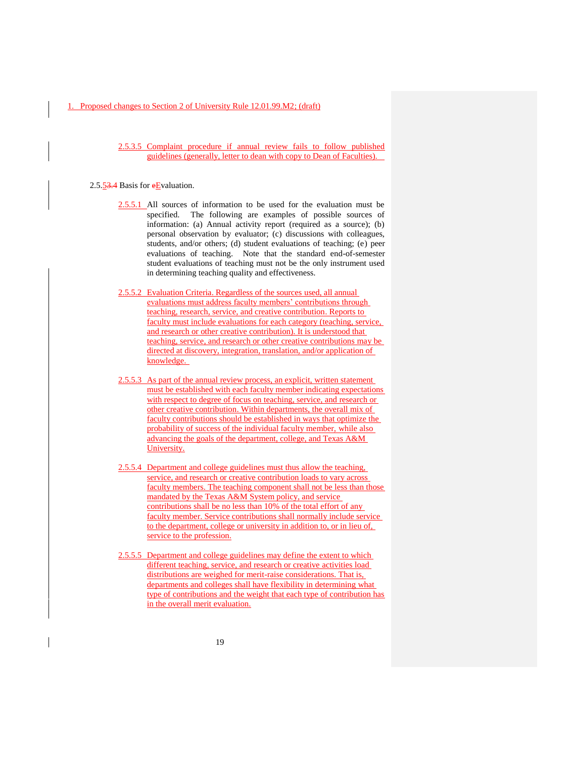1. Proposed changes to Section 2 of University Rule 12.01.99.M2; (draft)

2.5.3.5 Complaint procedure if annual review fails to follow published guidelines (generally, letter to dean with copy to Dean of Faculties).

2.5.5 Basis for Evaluation.

2.5.5.1 All sources of information to be used for the evaluation must be specified. The following are examples of possible sources of information: (a) Annual activity report (required as a source); (b) personal observation by evaluator; (c) discussions with colleagues, students, and/or others; (d) student evaluations of teaching; (e) peer evaluations of teaching. Note that the standard end-of-semester student evaluations of teaching must not be the only instrument used in determining teaching quality and effectiveness.

2.5.5.2 Evaluation Criteria. Regardless of the sources used, all annual evaluations must address faculty members' contributions through teaching, research, service, and creative contribution. Reports to faculty must include evaluations for each category (teaching, service, and research or other creative contribution). It is understood that teaching, service, and research or other creative contributions may be directed at discovery, integration, translation, and/or application of knowledge.

2.5.5.3 As part of the annual review process, an explicit, written statement must be established with each faculty member indicating expectations with respect to degree of focus on teaching, service, and research or other creative contribution. Within departments, the overall mix of faculty contributions should be established in ways that optimize the probability of success of the individual faculty member, while also advancing the goals of the department, college, and Texas A&M University.

2.5.5.4 Department and college guidelines must thus allow the teaching, service, and research or creative contribution loads to vary across faculty members. The teaching component shall not be less than those mandated by the Texas A&M System policy, and service contributions shall be no less than 10% of the total effort of any faculty member. Service contributions shall normally include service to the department, college or university in addition to, or in lieu of, service to the profession.

2.5.5.5 Department and college guidelines may define the extent to which different teaching, service, and research or creative activities load distributions are weighed for merit-raise considerations. That is, departments and colleges shall have flexibility in determining what type of contributions and the weight that each type of contribution has in the overall merit evaluation.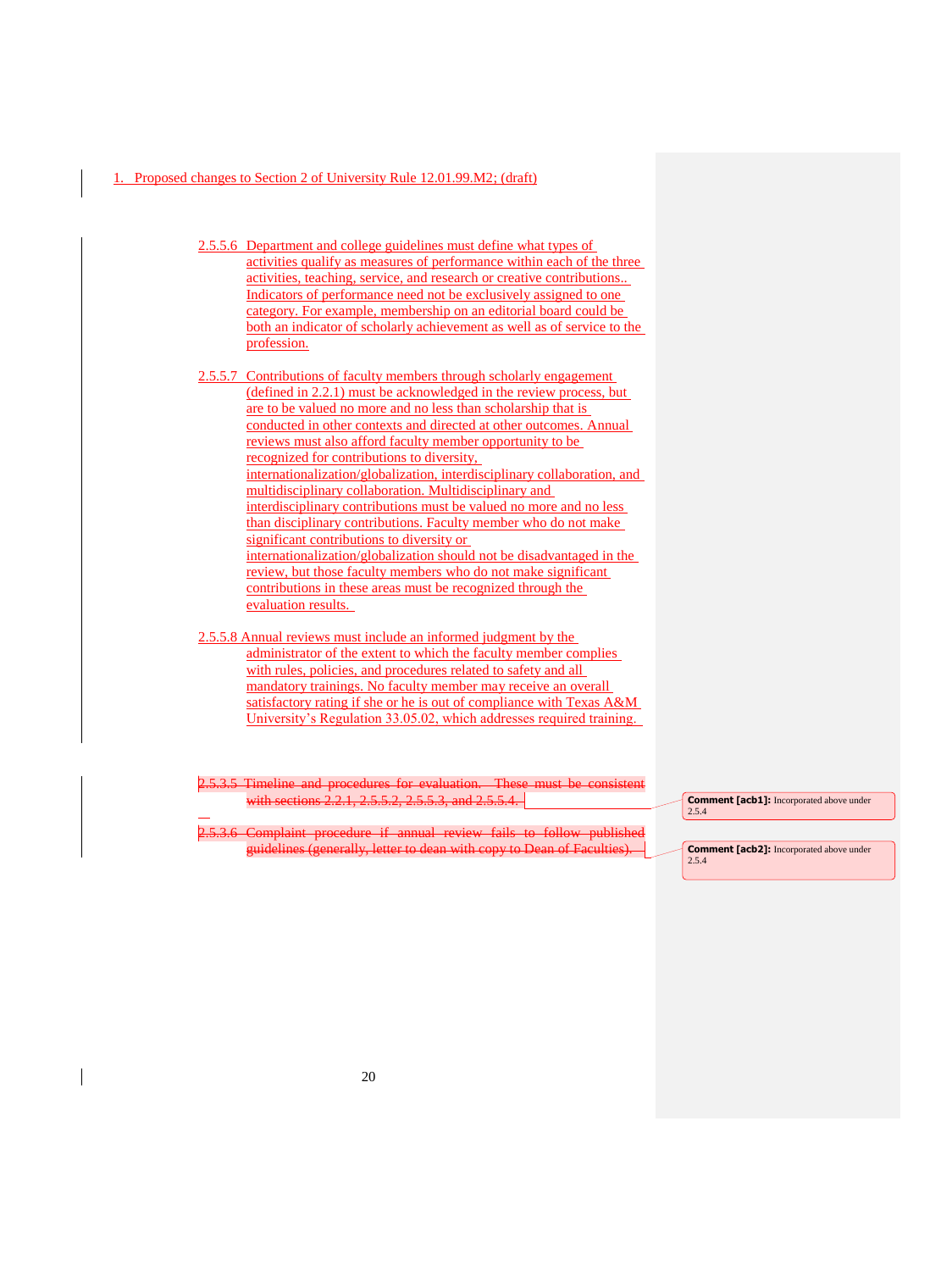1. Proposed changes to Section 2 of University Rule 12.01.99.M2; (draft)

2.5.5.6 Department and college guidelines must define what types of activities qualify as measures of performance within each of the three activities, teaching, service, and research or creative contributions.. Indicators of performance need not be exclusively assigned to one category. For example, membership on an editorial board could be both an indicator of scholarly achievement as well as of service to the profession.

2.5.5.7 Contributions of faculty members through scholarly engagement (defined in 2.2.1) must be acknowledged in the review process, but are to be valued no more and no less than scholarship that is conducted in other contexts and directed at other outcomes. Annual reviews must also afford faculty member opportunity to be recognized for contributions to diversity, internationalization/globalization, interdisciplinary collaboration, and multidisciplinary collaboration. Multidisciplinary and interdisciplinary contributions must be valued no more and no less than disciplinary contributions. Faculty member who do not make significant contributions to diversity or internationalization/globalization should not be disadvantaged in the review, but those faculty members who do not make significant contributions in these areas must be recognized through the evaluation results.

2.5.5.8 Annual reviews must include an informed judgment by the administrator of the extent to which the faculty member complies with rules, policies, and procedures related to safety and all mandatory trainings. No faculty member may receive an overall satisfactory rating if she or he is out of compliance with Texas A&M University's Regulation 33.05.02, which addresses required training.

~~2.5.3.5 Timeline and procedures for evaluation. These must be consistent with sections 2.2.1, 2.5.5.2, 2.5.5.3, and 2.5.5.4.~~

~~2.5.3.6 Complaint procedure if annual review fails to follow published guidelines (generally, letter to dean with copy to Dean of Faculties).~~

**Comment [acb1]:** Incorporated above under 2.5.4

**Comment [acb2]:** Incorporated above under 2.5.4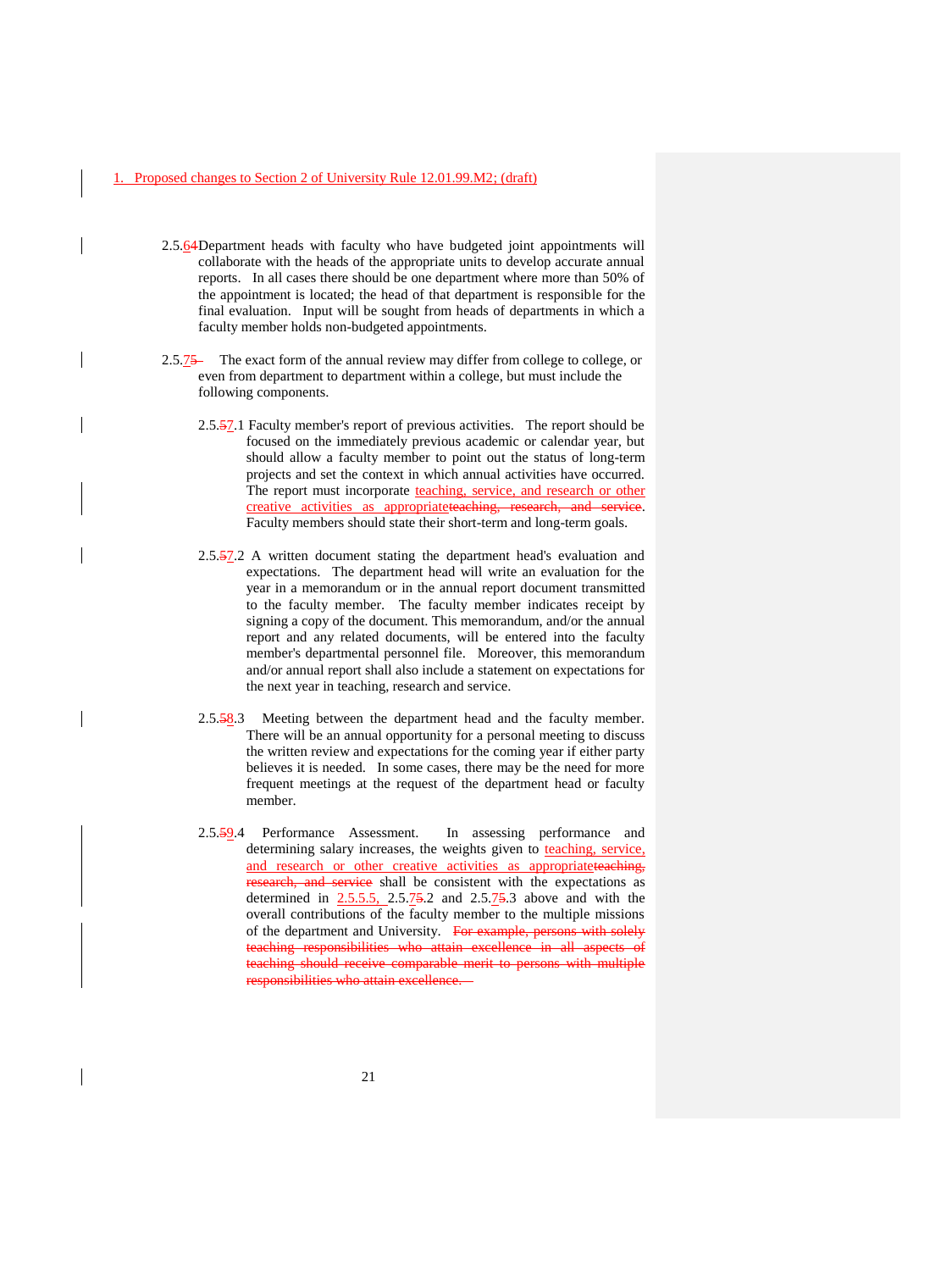1. Proposed changes to Section 2 of University Rule 12.01.99.M2; (draft)

2.5.64 Department heads with faculty who have budgeted joint appointments will collaborate with the heads of the appropriate units to develop accurate annual reports. In all cases there should be one department where more than 50% of the appointment is located; the head of that department is responsible for the final evaluation. Input will be sought from heads of departments in which a faculty member holds non-budgeted appointments.

2.5.75 The exact form of the annual review may differ from college to college, or even from department to department within a college, but must include the following components.

2.5.57.1 Faculty member's report of previous activities. The report should be focused on the immediately previous academic or calendar year, but should allow a faculty member to point out the status of long-term projects and set the context in which annual activities have occurred. The report must incorporate teaching, service, and research or other creative activities as appropriate~~teaching, research, and service~~. Faculty members should state their short-term and long-term goals.

2.5.57.2 A written document stating the department head's evaluation and expectations. The department head will write an evaluation for the year in a memorandum or in the annual report document transmitted to the faculty member. The faculty member indicates receipt by signing a copy of the document. This memorandum, and/or the annual report and any related documents, will be entered into the faculty member's departmental personnel file. Moreover, this memorandum and/or annual report shall also include a statement on expectations for the next year in teaching, research and service.

2.5.58.3 Meeting between the department head and the faculty member. There will be an annual opportunity for a personal meeting to discuss the written review and expectations for the coming year if either party believes it is needed. In some cases, there may be the need for more frequent meetings at the request of the department head or faculty member.

2.5.59.4 Performance Assessment. In assessing performance and determining salary increases, the weights given to teaching, service, and research or other creative activities as appropriate~~teaching, research, and service~~ shall be consistent with the expectations as determined in 2.5.5.5, 2.5.75.2 and 2.5.75.3 above and with the overall contributions of the faculty member to the multiple missions of the department and University. ~~For example, persons with solely teaching responsibilities who attain excellence in all aspects of teaching should receive comparable merit to persons with multiple responsibilities who attain excellence.~~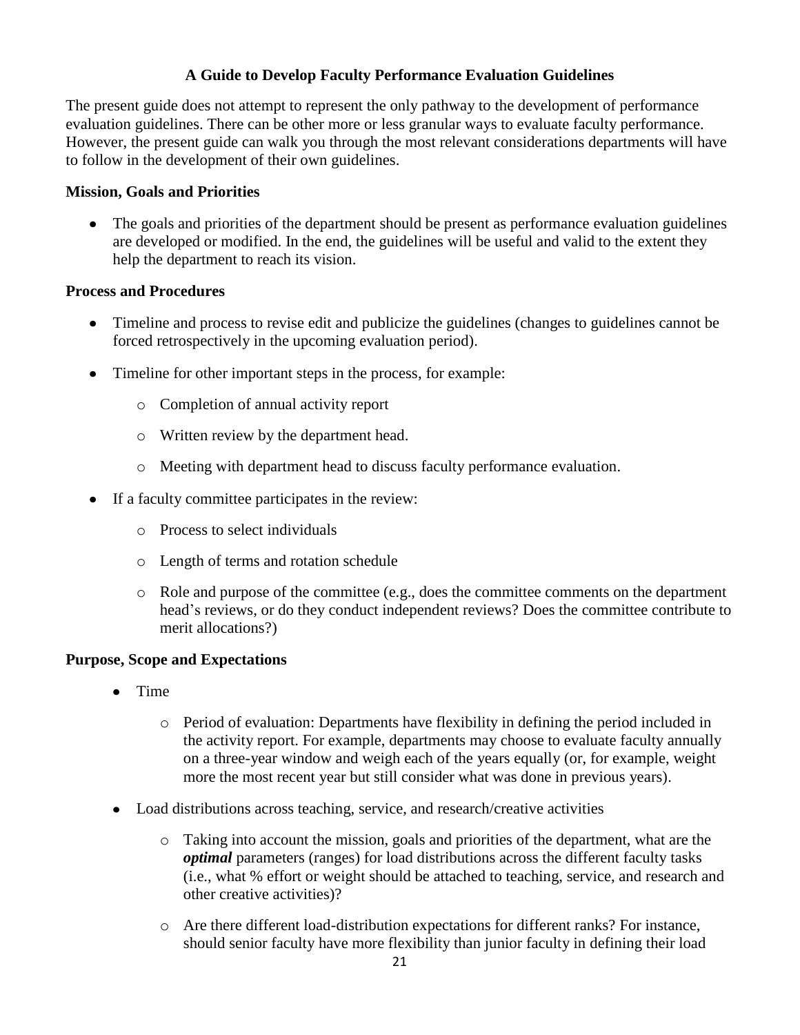## A Guide to Develop Faculty Performance Evaluation Guidelines

The present guide does not attempt to represent the only pathway to the development of performance evaluation guidelines. There can be other more or less granular ways to evaluate faculty performance. However, the present guide can walk you through the most relevant considerations departments will have to follow in the development of their own guidelines.

### Mission, Goals and Priorities

- The goals and priorities of the department should be present as performance evaluation guidelines are developed or modified. In the end, the guidelines will be useful and valid to the extent they help the department to reach its vision.

### Process and Procedures

- Timeline and process to revise edit and publicize the guidelines (changes to guidelines cannot be forced retrospectively in the upcoming evaluation period).
- Timeline for other important steps in the process, for example:
  - Completion of annual activity report
  - Written review by the department head.
  - Meeting with department head to discuss faculty performance evaluation.
- If a faculty committee participates in the review:
  - Process to select individuals
  - Length of terms and rotation schedule
  - Role and purpose of the committee (e.g., does the committee comments on the department head's reviews, or do they conduct independent reviews? Does the committee contribute to merit allocations?)

### Purpose, Scope and Expectations

- Time
  - Period of evaluation: Departments have flexibility in defining the period included in the activity report. For example, departments may choose to evaluate faculty annually on a three-year window and weigh each of the years equally (or, for example, weight more the most recent year but still consider what was done in previous years).
- Load distributions across teaching, service, and research/creative activities
  - Taking into account the mission, goals and priorities of the department, what are the ***optimal*** parameters (ranges) for load distributions across the different faculty tasks (i.e., what % effort or weight should be attached to teaching, service, and research and other creative activities)?
  - Are there different load-distribution expectations for different ranks? For instance, should senior faculty have more flexibility than junior faculty in defining their load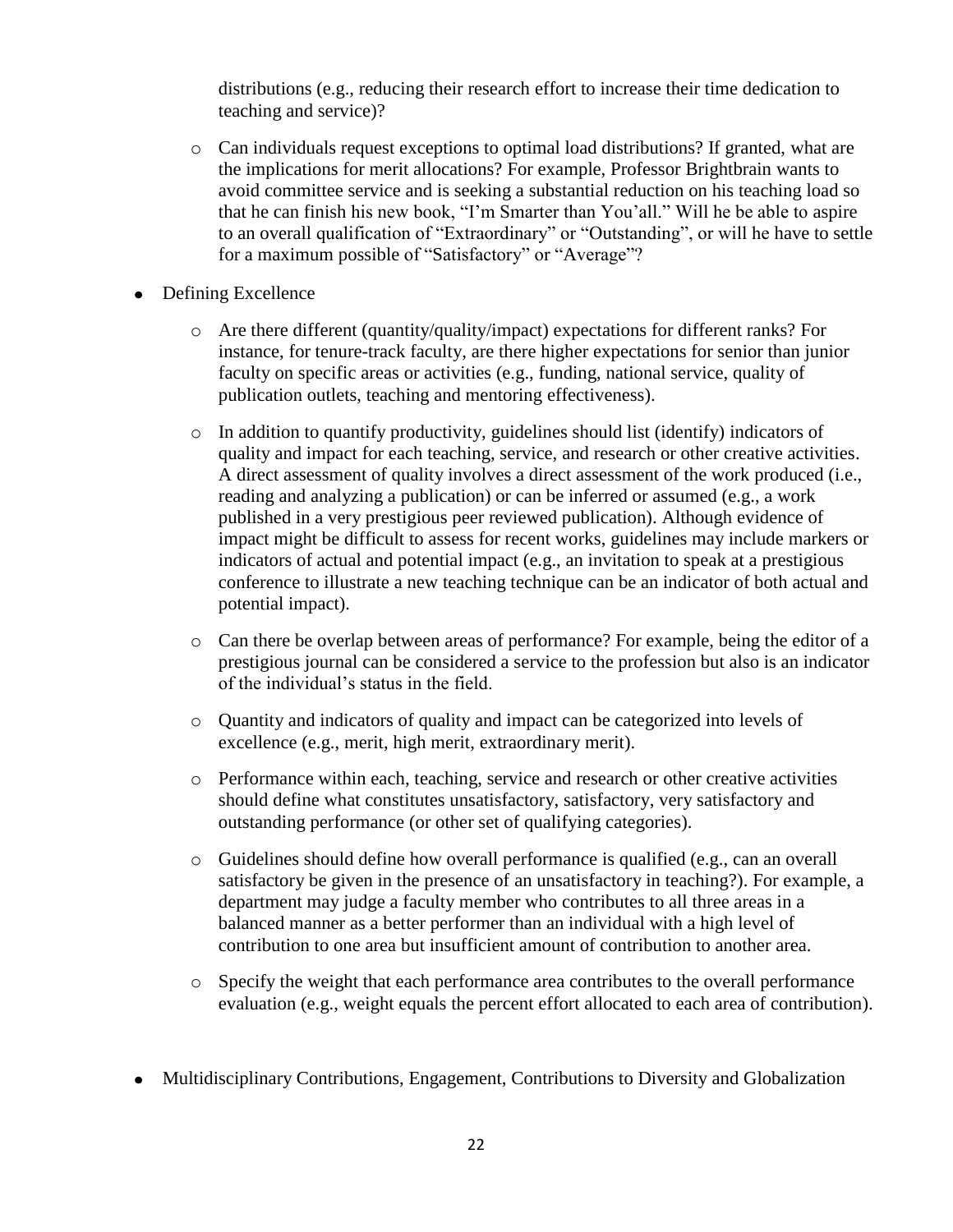distributions (e.g., reducing their research effort to increase their time dedication to teaching and service)?

  - Can individuals request exceptions to optimal load distributions? If granted, what are the implications for merit allocations? For example, Professor Brightbrain wants to avoid committee service and is seeking a substantial reduction on his teaching load so that he can finish his new book, "I'm Smarter than You'all." Will he be able to aspire to an overall qualification of "Extraordinary" or "Outstanding", or will he have to settle for a maximum possible of "Satisfactory" or "Average"?

- Defining Excellence
  - Are there different (quantity/quality/impact) expectations for different ranks? For instance, for tenure-track faculty, are there higher expectations for senior than junior faculty on specific areas or activities (e.g., funding, national service, quality of publication outlets, teaching and mentoring effectiveness).
  - In addition to quantify productivity, guidelines should list (identify) indicators of quality and impact for each teaching, service, and research or other creative activities. A direct assessment of quality involves a direct assessment of the work produced (i.e., reading and analyzing a publication) or can be inferred or assumed (e.g., a work published in a very prestigious peer reviewed publication). Although evidence of impact might be difficult to assess for recent works, guidelines may include markers or indicators of actual and potential impact (e.g., an invitation to speak at a prestigious conference to illustrate a new teaching technique can be an indicator of both actual and potential impact).
  - Can there be overlap between areas of performance? For example, being the editor of a prestigious journal can be considered a service to the profession but also is an indicator of the individual's status in the field.
  - Quantity and indicators of quality and impact can be categorized into levels of excellence (e.g., merit, high merit, extraordinary merit).
  - Performance within each, teaching, service and research or other creative activities should define what constitutes unsatisfactory, satisfactory, very satisfactory and outstanding performance (or other set of qualifying categories).
  - Guidelines should define how overall performance is qualified (e.g., can an overall satisfactory be given in the presence of an unsatisfactory in teaching?). For example, a department may judge a faculty member who contributes to all three areas in a balanced manner as a better performer than an individual with a high level of contribution to one area but insufficient amount of contribution to another area.
  - Specify the weight that each performance area contributes to the overall performance evaluation (e.g., weight equals the percent effort allocated to each area of contribution).

- Multidisciplinary Contributions, Engagement, Contributions to Diversity and Globalization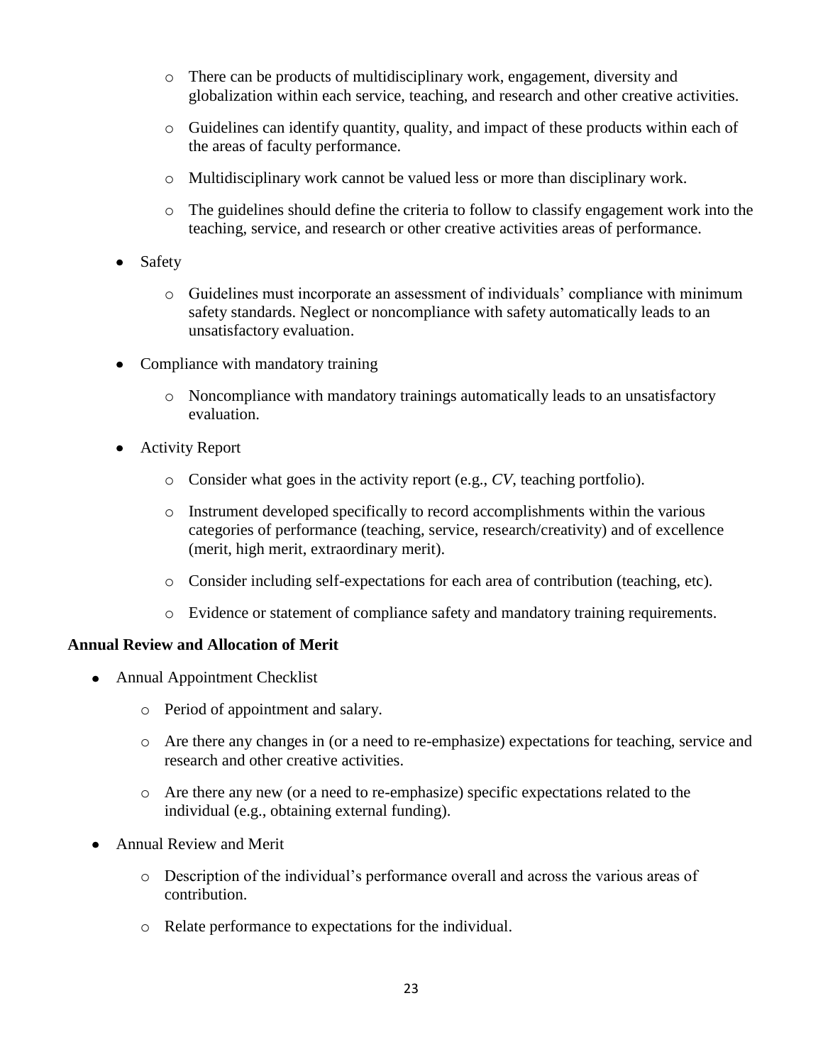- There can be products of multidisciplinary work, engagement, diversity and globalization within each service, teaching, and research and other creative activities.
  - Guidelines can identify quantity, quality, and impact of these products within each of the areas of faculty performance.
  - Multidisciplinary work cannot be valued less or more than disciplinary work.
  - The guidelines should define the criteria to follow to classify engagement work into the teaching, service, and research or other creative activities areas of performance.

- Safety
  - Guidelines must incorporate an assessment of individuals' compliance with minimum safety standards. Neglect or noncompliance with safety automatically leads to an unsatisfactory evaluation.

- Compliance with mandatory training
  - Noncompliance with mandatory trainings automatically leads to an unsatisfactory evaluation.

- Activity Report
  - Consider what goes in the activity report (e.g., *CV*, teaching portfolio).
  - Instrument developed specifically to record accomplishments within the various categories of performance (teaching, service, research/creativity) and of excellence (merit, high merit, extraordinary merit).
  - Consider including self-expectations for each area of contribution (teaching, etc).
  - Evidence or statement of compliance safety and mandatory training requirements.

**Annual Review and Allocation of Merit**

- Annual Appointment Checklist
  - Period of appointment and salary.
  - Are there any changes in (or a need to re-emphasize) expectations for teaching, service and research and other creative activities.
  - Are there any new (or a need to re-emphasize) specific expectations related to the individual (e.g., obtaining external funding).

- Annual Review and Merit
  - Description of the individual's performance overall and across the various areas of contribution.
  - Relate performance to expectations for the individual.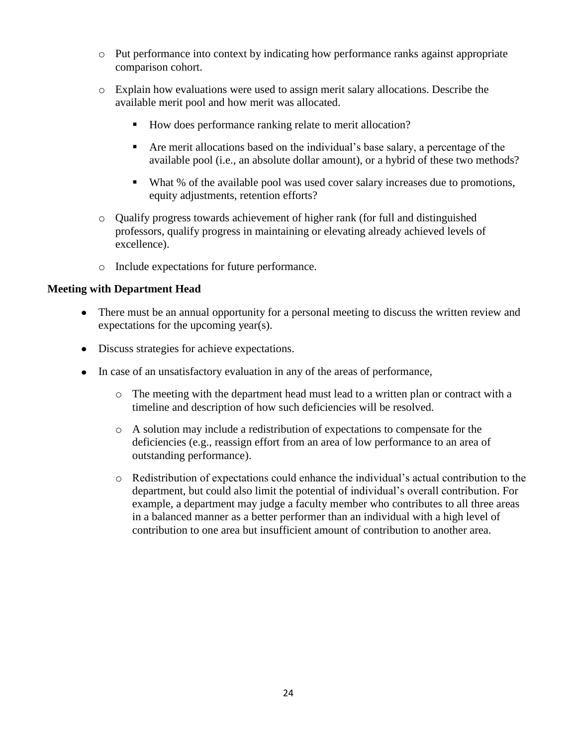- Put performance into context by indicating how performance ranks against appropriate comparison cohort.
  - Explain how evaluations were used to assign merit salary allocations. Describe the available merit pool and how merit was allocated.
    - How does performance ranking relate to merit allocation?
    - Are merit allocations based on the individual's base salary, a percentage of the available pool (i.e., an absolute dollar amount), or a hybrid of these two methods?
    - What % of the available pool was used cover salary increases due to promotions, equity adjustments, retention efforts?
  - Qualify progress towards achievement of higher rank (for full and distinguished professors, qualify progress in maintaining or elevating already achieved levels of excellence).
  - Include expectations for future performance.

**Meeting with Department Head**

- There must be an annual opportunity for a personal meeting to discuss the written review and expectations for the upcoming year(s).
- Discuss strategies for achieve expectations.
- In case of an unsatisfactory evaluation in any of the areas of performance,
  - The meeting with the department head must lead to a written plan or contract with a timeline and description of how such deficiencies will be resolved.
  - A solution may include a redistribution of expectations to compensate for the deficiencies (e.g., reassign effort from an area of low performance to an area of outstanding performance).
  - Redistribution of expectations could enhance the individual's actual contribution to the department, but could also limit the potential of individual's overall contribution. For example, a department may judge a faculty member who contributes to all three areas in a balanced manner as a better performer than an individual with a high level of contribution to one area but insufficient amount of contribution to another area.